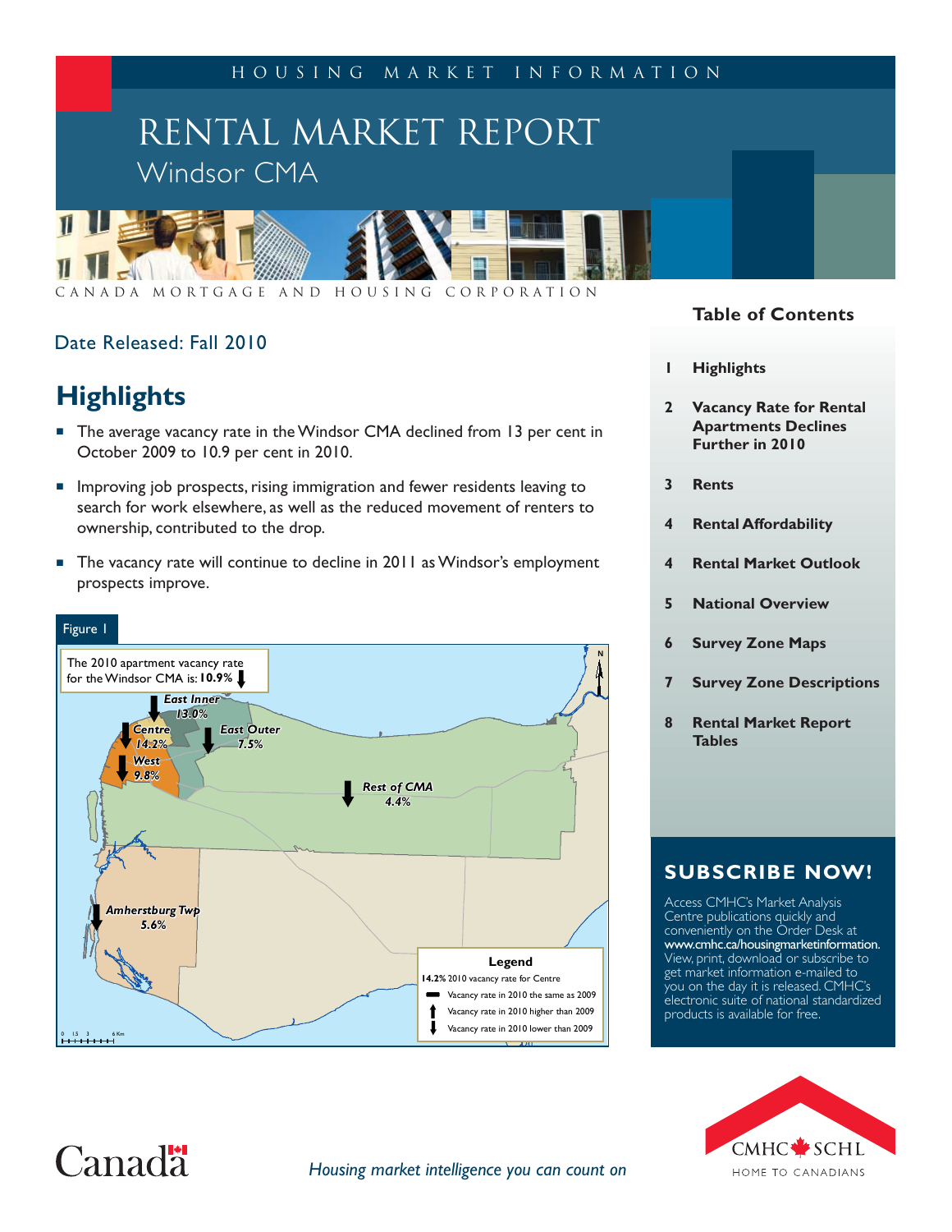HOUSING MARKET INFORMATION

# RENTAL MARKET REPORT

## Windsor CMA

CANADA MORTGAGE AND HOUSING CORPORATION

Date Released: Fall 2010

## Highlights

- The average vacancy rate in the Windsor CMA declined from 13 per cent in October 2009 to 10.9 per cent in 2010.
- Improving job prospects, rising immigration and fewer residents leaving to search for work elsewhere, as well as the reduced movement of renters to ownership, contributed to the drop.
- The vacancy rate will continue to decline in 2011 as Windsor's employment prospects improve.

Figure 1

The 2010 apartment vacancy rate for the Windsor CMA is: 10.9%

East Inner 13.0%
Centre 14.2%
East Outer 7.5%
West 9.8%
Rest of CMA 4.4%
Amherstburg Twp 5.6%

Legend
14.2% 2010 vacancy rate for Centre
Vacancy rate in 2010 the same as 2009
Vacancy rate in 2010 higher than 2009
Vacancy rate in 2010 lower than 2009

0 1.5 3 6 Km

N

### Table of Contents

| | |
|---|---|
| 1 | Highlights |
| 2 | Vacancy Rate for Rental Apartments Declines Further in 2010 |
| 3 | Rents |
| 4 | Rental Affordability |
| 4 | Rental Market Outlook |
| 5 | National Overview |
| 6 | Survey Zone Maps |
| 7 | Survey Zone Descriptions |
| 8 | Rental Market Report Tables |

### SUBSCRIBE NOW!

Access CMHC's Market Analysis Centre publications quickly and conveniently on the Order Desk at www.cmhc.ca/housingmarketinformation. View, print, download or subscribe to get market information e-mailed to you on the day it is released. CMHC's electronic suite of national standardized products is available for free.

Canada

*Housing market intelligence you can count on*

CMHC SCHL
HOME TO CANADIANS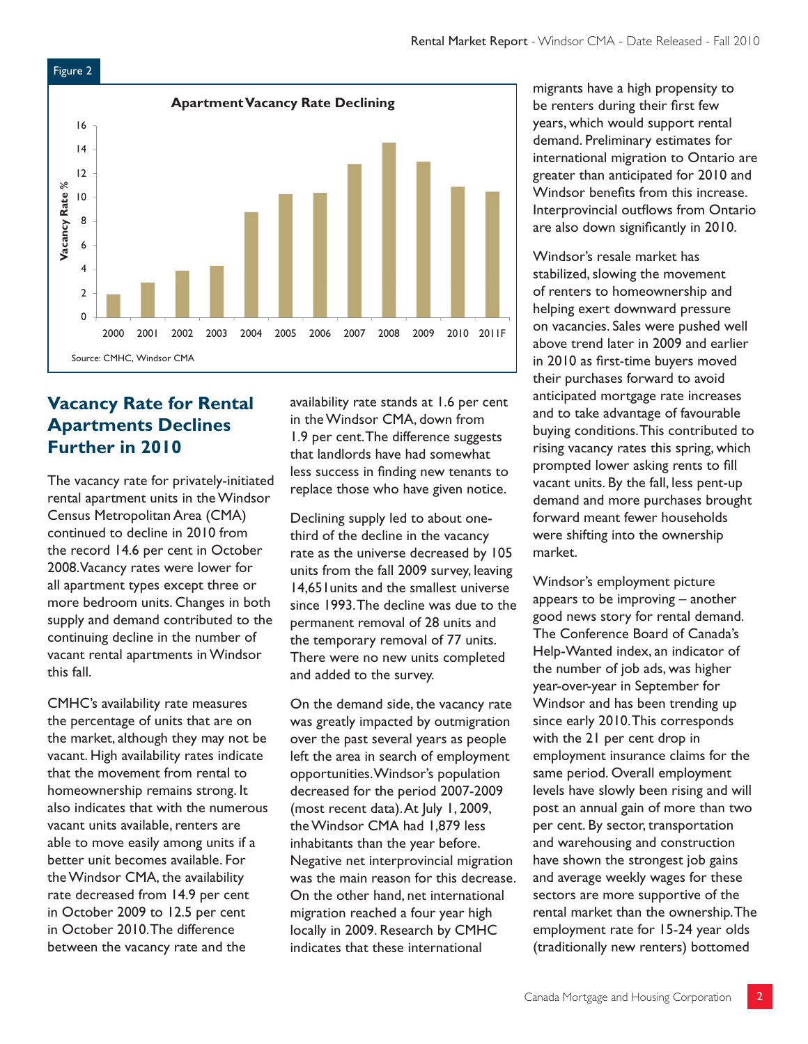Figure 2

Apartment Vacancy Rate Declining

Vacancy Rate %

16
14
12
10
8
6
4
2
0

2000 2001 2002 2003 2004 2005 2006 2007 2008 2009 2010 2011F

Source: CMHC, Windsor CMA

## Vacancy Rate for Rental Apartments Declines Further in 2010

The vacancy rate for privately-initiated rental apartment units in the Windsor Census Metropolitan Area (CMA) continued to decline in 2010 from the record 14.6 per cent in October 2008. Vacancy rates were lower for all apartment types except three or more bedroom units. Changes in both supply and demand contributed to the continuing decline in the number of vacant rental apartments in Windsor this fall.

CMHC's availability rate measures the percentage of units that are on the market, although they may not be vacant. High availability rates indicate that the movement from rental to homeownership remains strong. It also indicates that with the numerous vacant units available, renters are able to move easily among units if a better unit becomes available. For the Windsor CMA, the availability rate decreased from 14.9 per cent in October 2009 to 12.5 per cent in October 2010. The difference between the vacancy rate and the availability rate stands at 1.6 per cent in the Windsor CMA, down from 1.9 per cent. The difference suggests that landlords have had somewhat less success in finding new tenants to replace those who have given notice.

Declining supply led to about one-third of the decline in the vacancy rate as the universe decreased by 105 units from the fall 2009 survey, leaving 14,651 units and the smallest universe since 1993. The decline was due to the permanent removal of 28 units and the temporary removal of 77 units. There were no new units completed and added to the survey.

On the demand side, the vacancy rate was greatly impacted by outmigration over the past several years as people left the area in search of employment opportunities. Windsor's population decreased for the period 2007-2009 (most recent data). At July 1, 2009, the Windsor CMA had 1,879 less inhabitants than the year before. Negative net interprovincial migration was the main reason for this decrease. On the other hand, net international migration reached a four year high locally in 2009. Research by CMHC indicates that these international migrants have a high propensity to be renters during their first few years, which would support rental demand. Preliminary estimates for international migration to Ontario are greater than anticipated for 2010 and Windsor benefits from this increase. Interprovincial outflows from Ontario are also down significantly in 2010.

Windsor's resale market has stabilized, slowing the movement of renters to homeownership and helping exert downward pressure on vacancies. Sales were pushed well above trend later in 2009 and earlier in 2010 as first-time buyers moved their purchases forward to avoid anticipated mortgage rate increases and to take advantage of favourable buying conditions. This contributed to rising vacancy rates this spring, which prompted lower asking rents to fill vacant units. By the fall, less pent-up demand and more purchases brought forward meant fewer households were shifting into the ownership market.

Windsor's employment picture appears to be improving – another good news story for rental demand. The Conference Board of Canada's Help-Wanted index, an indicator of the number of job ads, was higher year-over-year in September for Windsor and has been trending up since early 2010. This corresponds with the 21 per cent drop in employment insurance claims for the same period. Overall employment levels have slowly been rising and will post an annual gain of more than two per cent. By sector, transportation and warehousing and construction have shown the strongest job gains and average weekly wages for these sectors are more supportive of the rental market than the ownership. The employment rate for 15-24 year olds (traditionally new renters) bottomed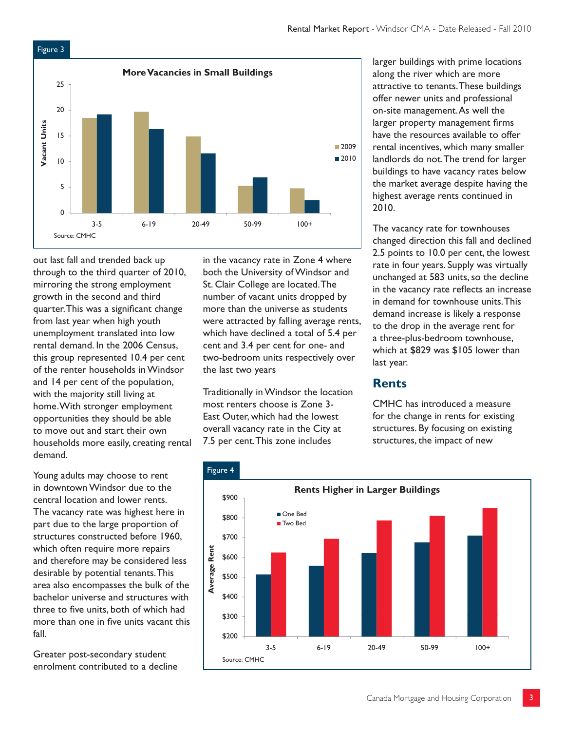Figure 3

**More Vacancies in Small Buildings**

Vacant Units

25
20
15
10
5
0

3-5
6-19
20-49
50-99
100+

2009
2010

Source: CMHC

out last fall and trended back up through to the third quarter of 2010, mirroring the strong employment growth in the second and third quarter. This was a significant change from last year when high youth unemployment translated into low rental demand. In the 2006 Census, this group represented 10.4 per cent of the renter households in Windsor and 14 per cent of the population, with the majority still living at home. With stronger employment opportunities they should be able to move out and start their own households more easily, creating rental demand.

Young adults may choose to rent in downtown Windsor due to the central location and lower rents. The vacancy rate was highest here in part due to the large proportion of structures constructed before 1960, which often require more repairs and therefore may be considered less desirable by potential tenants. This area also encompasses the bulk of the bachelor universe and structures with three to five units, both of which had more than one in five units vacant this fall.

Greater post-secondary student enrolment contributed to a decline in the vacancy rate in Zone 4 where both the University of Windsor and St. Clair College are located. The number of vacant units dropped by more than the universe as students were attracted by falling average rents, which have declined a total of 5.4 per cent and 3.4 per cent for one- and two-bedroom units respectively over the last two years

Traditionally in Windsor the location most renters choose is Zone 3-East Outer, which had the lowest overall vacancy rate in the City at 7.5 per cent. This zone includes larger buildings with prime locations along the river which are more attractive to tenants. These buildings offer newer units and professional on-site management. As well the larger property management firms have the resources available to offer rental incentives, which many smaller landlords do not. The trend for larger buildings to have vacancy rates below the market average despite having the highest average rents continued in 2010.

The vacancy rate for townhouses changed direction this fall and declined 2.5 points to 10.0 per cent, the lowest rate in four years. Supply was virtually unchanged at 583 units, so the decline in the vacancy rate reflects an increase in demand for townhouse units. This demand increase is likely a response to the drop in the average rent for a three-plus-bedroom townhouse, which at $829 was $105 lower than last year.

## Rents

CMHC has introduced a measure for the change in rents for existing structures. By focusing on existing structures, the impact of new

Figure 4

**Rents Higher in Larger Buildings**

Average Rent

$900
$800
$700
$600
$500
$400
$300
$200

One Bed
Two Bed

3-5
6-19
20-49
50-99
100+

Source: CMHC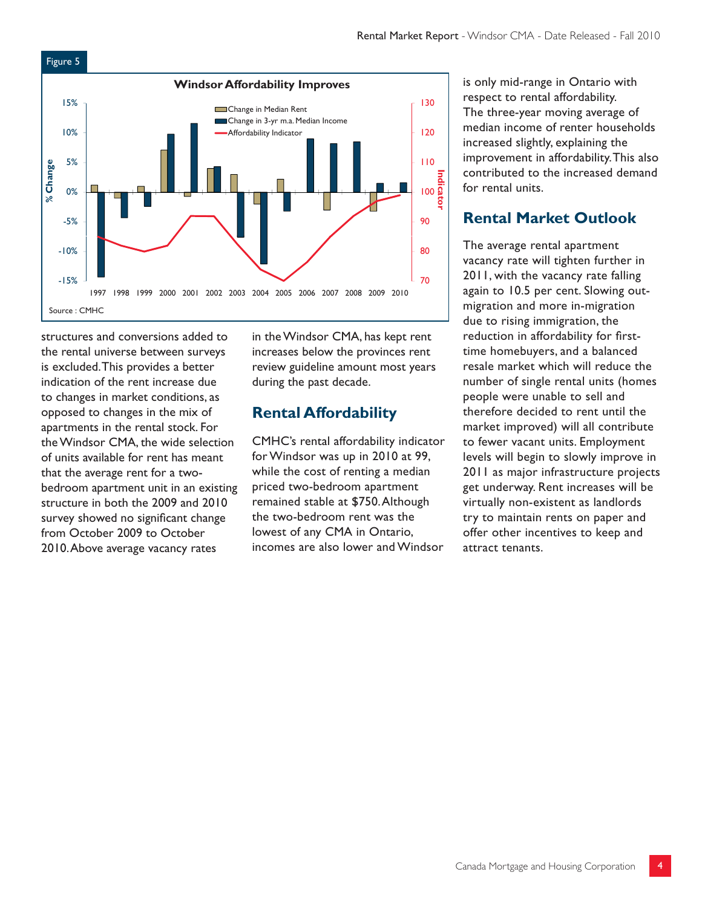Figure 5

**Windsor Affordability Improves**

Change in Median Rent
Change in 3-yr m.a. Median Income
Affordability Indicator

% Change

15%
10%
5%
0%
-5%
-10%
-15%

Indicator

130
120
110
100
90
80
70

1997 1998 1999 2000 2001 2002 2003 2004 2005 2006 2007 2008 2009 2010

Source : CMHC

structures and conversions added to the rental universe between surveys is excluded. This provides a better indication of the rent increase due to changes in market conditions, as opposed to changes in the mix of apartments in the rental stock. For the Windsor CMA, the wide selection of units available for rent has meant that the average rent for a two-bedroom apartment unit in an existing structure in both the 2009 and 2010 survey showed no significant change from October 2009 to October 2010. Above average vacancy rates in the Windsor CMA, has kept rent increases below the provinces rent review guideline amount most years during the past decade.

## Rental Affordability

CMHC's rental affordability indicator for Windsor was up in 2010 at 99, while the cost of renting a median priced two-bedroom apartment remained stable at $750. Although the two-bedroom rent was the lowest of any CMA in Ontario, incomes are also lower and Windsor is only mid-range in Ontario with respect to rental affordability. The three-year moving average of median income of renter households increased slightly, explaining the improvement in affordability. This also contributed to the increased demand for rental units.

## Rental Market Outlook

The average rental apartment vacancy rate will tighten further in 2011, with the vacancy rate falling again to 10.5 per cent. Slowing out-migration and more in-migration due to rising immigration, the reduction in affordability for first-time homebuyers, and a balanced resale market which will reduce the number of single rental units (homes people were unable to sell and therefore decided to rent until the market improved) will all contribute to fewer vacant units. Employment levels will begin to slowly improve in 2011 as major infrastructure projects get underway. Rent increases will be virtually non-existent as landlords try to maintain rents on paper and offer other incentives to keep and attract tenants.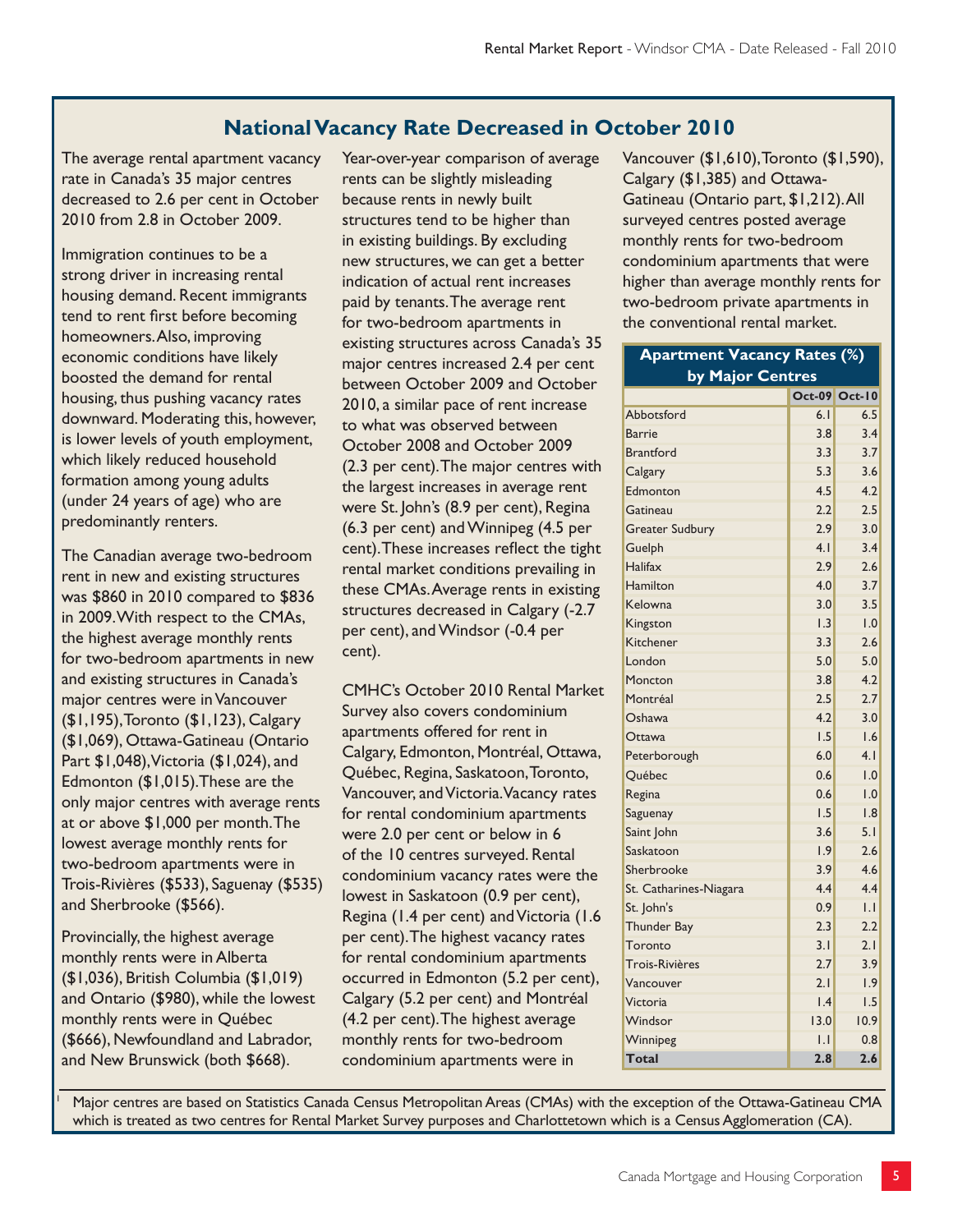## National Vacancy Rate Decreased in October 2010

The average rental apartment vacancy rate in Canada's 35 major centres decreased to 2.6 per cent in October 2010 from 2.8 in October 2009.

Immigration continues to be a strong driver in increasing rental housing demand. Recent immigrants tend to rent first before becoming homeowners. Also, improving economic conditions have likely boosted the demand for rental housing, thus pushing vacancy rates downward. Moderating this, however, is lower levels of youth employment, which likely reduced household formation among young adults (under 24 years of age) who are predominantly renters.

The Canadian average two-bedroom rent in new and existing structures was $860 in 2010 compared to $836 in 2009. With respect to the CMAs, the highest average monthly rents for two-bedroom apartments in new and existing structures in Canada's major centres were in Vancouver ($1,195), Toronto ($1,123), Calgary ($1,069), Ottawa-Gatineau (Ontario Part $1,048), Victoria ($1,024), and Edmonton ($1,015). These are the only major centres with average rents at or above $1,000 per month. The lowest average monthly rents for two-bedroom apartments were in Trois-Rivières ($533), Saguenay ($535) and Sherbrooke ($566).

Provincially, the highest average monthly rents were in Alberta ($1,036), British Columbia ($1,019) and Ontario ($980), while the lowest monthly rents were in Québec ($666), Newfoundland and Labrador, and New Brunswick (both $668).

Year-over-year comparison of average rents can be slightly misleading because rents in newly built structures tend to be higher than in existing buildings. By excluding new structures, we can get a better indication of actual rent increases paid by tenants. The average rent for two-bedroom apartments in existing structures across Canada's 35 major centres increased 2.4 per cent between October 2009 and October 2010, a similar pace of rent increase to what was observed between October 2008 and October 2009 (2.3 per cent). The major centres with the largest increases in average rent were St. John's (8.9 per cent), Regina (6.3 per cent) and Winnipeg (4.5 per cent). These increases reflect the tight rental market conditions prevailing in these CMAs. Average rents in existing structures decreased in Calgary (-2.7 per cent), and Windsor (-0.4 per cent).

CMHC's October 2010 Rental Market Survey also covers condominium apartments offered for rent in Calgary, Edmonton, Montréal, Ottawa, Québec, Regina, Saskatoon, Toronto, Vancouver, and Victoria. Vacancy rates for rental condominium apartments were 2.0 per cent or below in 6 of the 10 centres surveyed. Rental condominium vacancy rates were the lowest in Saskatoon (0.9 per cent), Regina (1.4 per cent) and Victoria (1.6 per cent). The highest vacancy rates for rental condominium apartments occurred in Edmonton (5.2 per cent), Calgary (5.2 per cent) and Montréal (4.2 per cent). The highest average monthly rents for two-bedroom condominium apartments were in Vancouver ($1,610), Toronto ($1,590), Calgary ($1,385) and Ottawa-Gatineau (Ontario part, $1,212). All surveyed centres posted average monthly rents for two-bedroom condominium apartments that were higher than average monthly rents for two-bedroom private apartments in the conventional rental market.

**Apartment Vacancy Rates (%) by Major Centres**

| | Oct-09 | Oct-10 |
|---|---|---|
| Abbotsford | 6.1 | 6.5 |
| Barrie | 3.8 | 3.4 |
| Brantford | 3.3 | 3.7 |
| Calgary | 5.3 | 3.6 |
| Edmonton | 4.5 | 4.2 |
| Gatineau | 2.2 | 2.5 |
| Greater Sudbury | 2.9 | 3.0 |
| Guelph | 4.1 | 3.4 |
| Halifax | 2.9 | 2.6 |
| Hamilton | 4.0 | 3.7 |
| Kelowna | 3.0 | 3.5 |
| Kingston | 1.3 | 1.0 |
| Kitchener | 3.3 | 2.6 |
| London | 5.0 | 5.0 |
| Moncton | 3.8 | 4.2 |
| Montréal | 2.5 | 2.7 |
| Oshawa | 4.2 | 3.0 |
| Ottawa | 1.5 | 1.6 |
| Peterborough | 6.0 | 4.1 |
| Québec | 0.6 | 1.0 |
| Regina | 0.6 | 1.0 |
| Saguenay | 1.5 | 1.8 |
| Saint John | 3.6 | 5.1 |
| Saskatoon | 1.9 | 2.6 |
| Sherbrooke | 3.9 | 4.6 |
| St. Catharines-Niagara | 4.4 | 4.4 |
| St. John's | 0.9 | 1.1 |
| Thunder Bay | 2.3 | 2.2 |
| Toronto | 3.1 | 2.1 |
| Trois-Rivières | 2.7 | 3.9 |
| Vancouver | 2.1 | 1.9 |
| Victoria | 1.4 | 1.5 |
| Windsor | 13.0 | 10.9 |
| Winnipeg | 1.1 | 0.8 |
| **Total** | **2.8** | **2.6** |

[1] Major centres are based on Statistics Canada Census Metropolitan Areas (CMAs) with the exception of the Ottawa-Gatineau CMA which is treated as two centres for Rental Market Survey purposes and Charlottetown which is a Census Agglomeration (CA).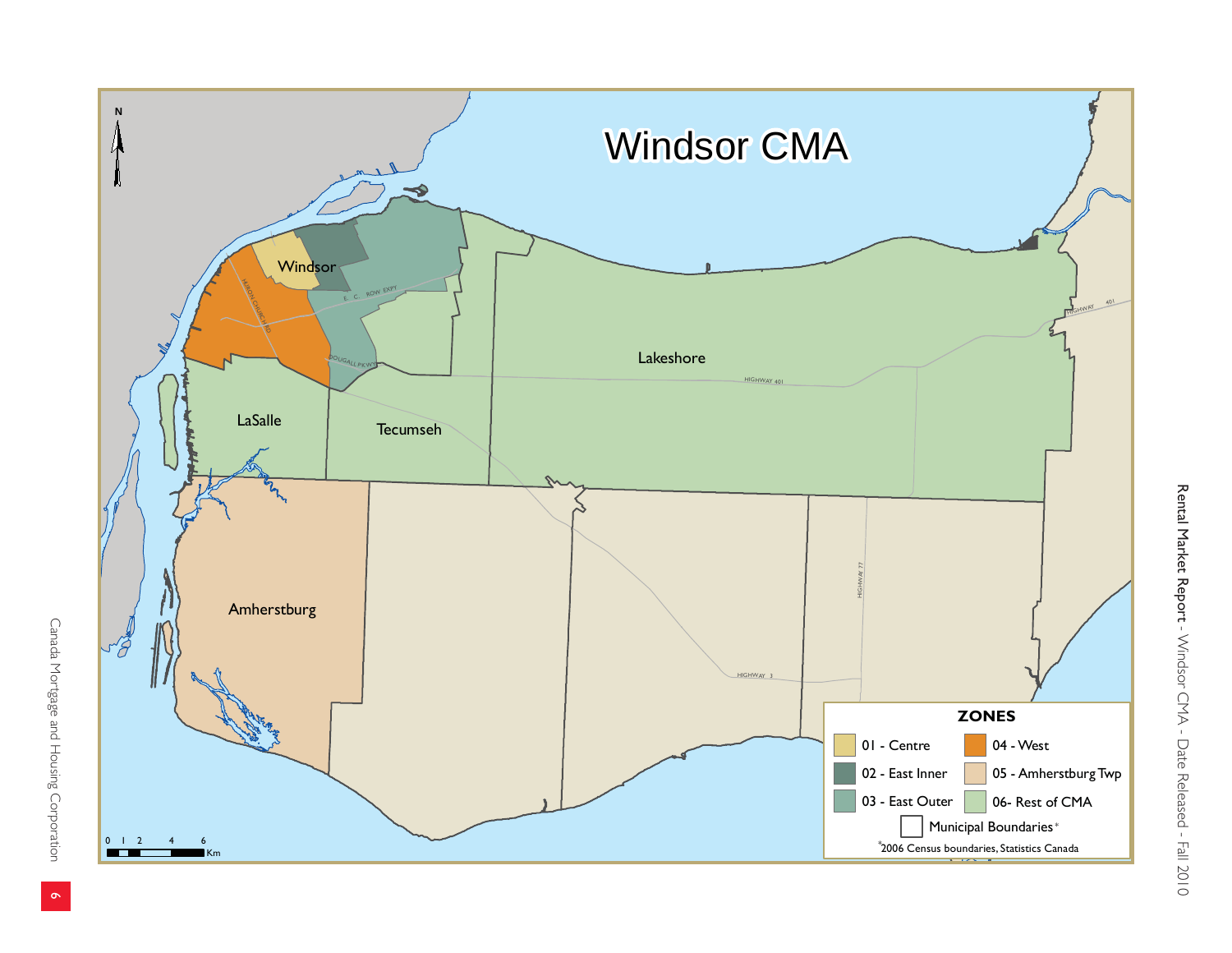# Windsor CMA

Windsor

LaSalle

Tecumseh

Lakeshore

Amherstburg

HURON CHURCH RD

E. C. ROW EXPY

DOUGALL PKWY

HIGHWAY 401

HIGHWAY 401

HIGHWAY 77

HIGHWAY 3

N

0 1 2 4 6

Km

**ZONES**

01 - Centre

02 - East Inner

03 - East Outer

04 - West

05 - Amherstburg Twp

06- Rest of CMA

Municipal Boundaries*

*2006 Census boundaries, Statistics Canada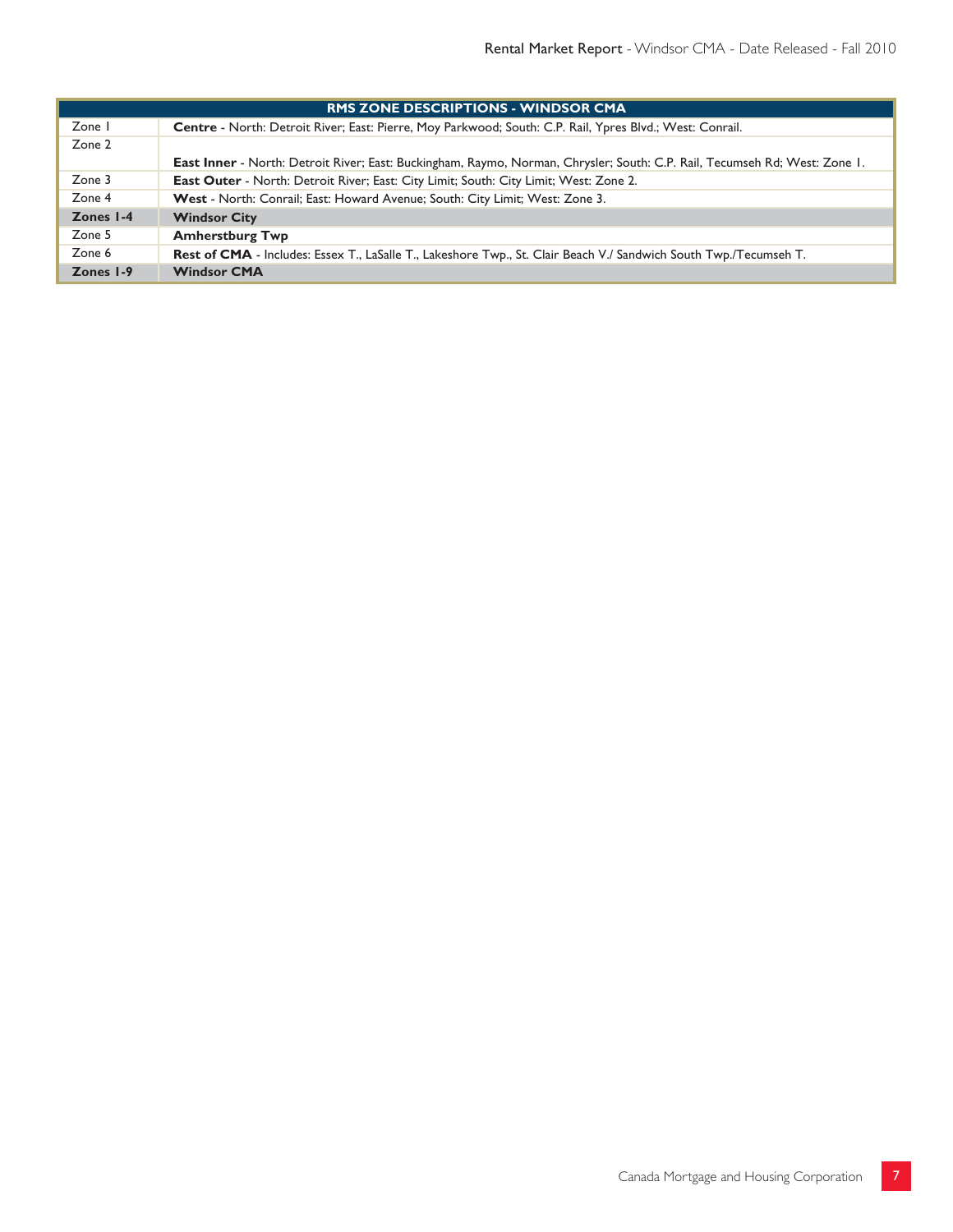| RMS ZONE DESCRIPTIONS - WINDSOR CMA | |
|---|---|
| Zone 1 | **Centre** - North: Detroit River; East: Pierre, Moy Parkwood; South: C.P. Rail, Ypres Blvd.; West: Conrail. |
| Zone 2 | **East Inner** - North: Detroit River; East: Buckingham, Raymo, Norman, Chrysler; South: C.P. Rail, Tecumseh Rd; West: Zone 1. |
| Zone 3 | **East Outer** - North: Detroit River; East: City Limit; South: City Limit; West: Zone 2. |
| Zone 4 | **West** - North: Conrail; East: Howard Avenue; South: City Limit; West: Zone 3. |
| **Zones 1-4** | **Windsor City** |
| Zone 5 | **Amherstburg Twp** |
| Zone 6 | **Rest of CMA** - Includes: Essex T., LaSalle T., Lakeshore Twp., St. Clair Beach V./ Sandwich South Twp./Tecumseh T. |
| **Zones 1-9** | **Windsor CMA** |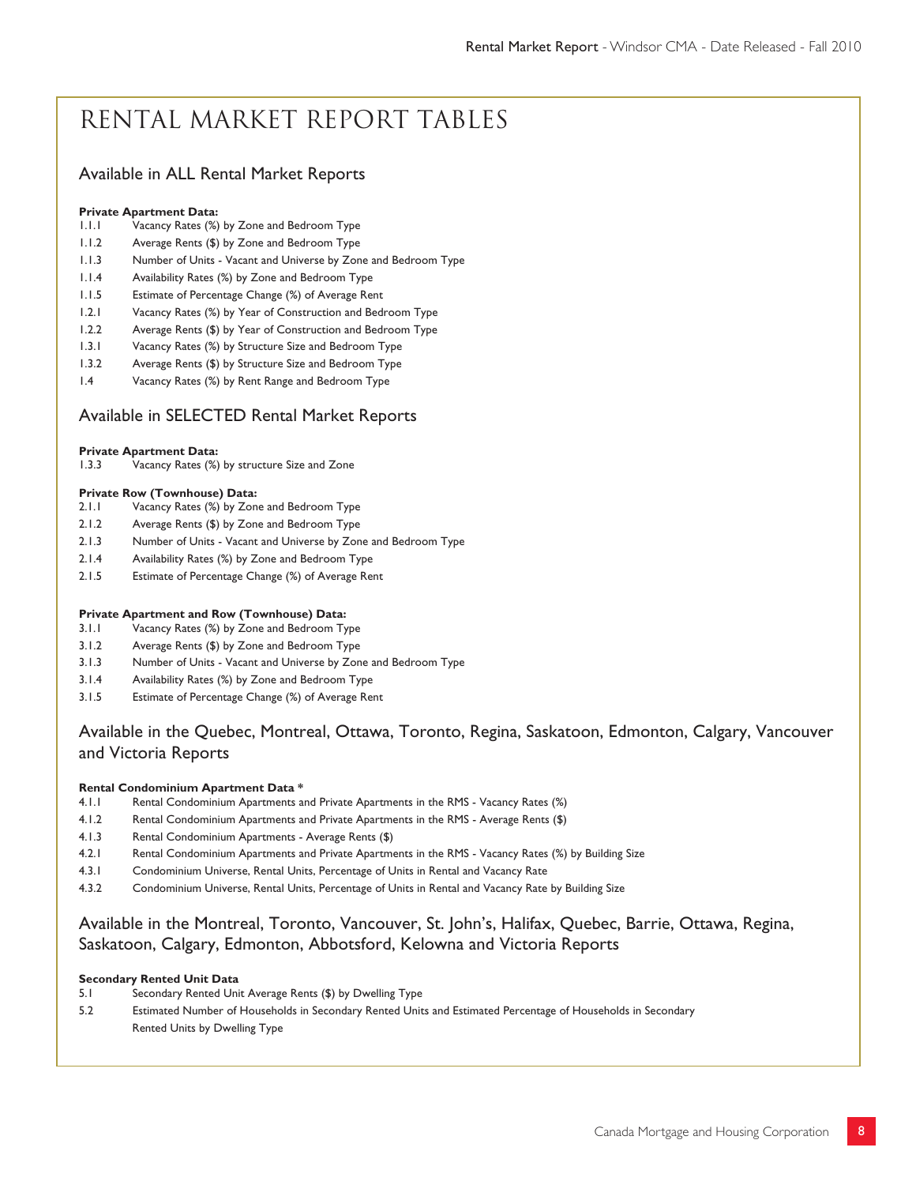# RENTAL MARKET REPORT TABLES

## Available in ALL Rental Market Reports

**Private Apartment Data:**

- 1.1.1 Vacancy Rates (%) by Zone and Bedroom Type
- 1.1.2 Average Rents ($) by Zone and Bedroom Type
- 1.1.3 Number of Units - Vacant and Universe by Zone and Bedroom Type
- 1.1.4 Availability Rates (%) by Zone and Bedroom Type
- 1.1.5 Estimate of Percentage Change (%) of Average Rent
- 1.2.1 Vacancy Rates (%) by Year of Construction and Bedroom Type
- 1.2.2 Average Rents ($) by Year of Construction and Bedroom Type
- 1.3.1 Vacancy Rates (%) by Structure Size and Bedroom Type
- 1.3.2 Average Rents ($) by Structure Size and Bedroom Type
- 1.4 Vacancy Rates (%) by Rent Range and Bedroom Type

## Available in SELECTED Rental Market Reports

**Private Apartment Data:**

- 1.3.3 Vacancy Rates (%) by structure Size and Zone

**Private Row (Townhouse) Data:**

- 2.1.1 Vacancy Rates (%) by Zone and Bedroom Type
- 2.1.2 Average Rents ($) by Zone and Bedroom Type
- 2.1.3 Number of Units - Vacant and Universe by Zone and Bedroom Type
- 2.1.4 Availability Rates (%) by Zone and Bedroom Type
- 2.1.5 Estimate of Percentage Change (%) of Average Rent

**Private Apartment and Row (Townhouse) Data:**

- 3.1.1 Vacancy Rates (%) by Zone and Bedroom Type
- 3.1.2 Average Rents ($) by Zone and Bedroom Type
- 3.1.3 Number of Units - Vacant and Universe by Zone and Bedroom Type
- 3.1.4 Availability Rates (%) by Zone and Bedroom Type
- 3.1.5 Estimate of Percentage Change (%) of Average Rent

## Available in the Quebec, Montreal, Ottawa, Toronto, Regina, Saskatoon, Edmonton, Calgary, Vancouver and Victoria Reports

**Rental Condominium Apartment Data ***

- 4.1.1 Rental Condominium Apartments and Private Apartments in the RMS - Vacancy Rates (%)
- 4.1.2 Rental Condominium Apartments and Private Apartments in the RMS - Average Rents ($)
- 4.1.3 Rental Condominium Apartments - Average Rents ($)
- 4.2.1 Rental Condominium Apartments and Private Apartments in the RMS - Vacancy Rates (%) by Building Size
- 4.3.1 Condominium Universe, Rental Units, Percentage of Units in Rental and Vacancy Rate
- 4.3.2 Condominium Universe, Rental Units, Percentage of Units in Rental and Vacancy Rate by Building Size

## Available in the Montreal, Toronto, Vancouver, St. John's, Halifax, Quebec, Barrie, Ottawa, Regina, Saskatoon, Calgary, Edmonton, Abbotsford, Kelowna and Victoria Reports

**Secondary Rented Unit Data**

- 5.1 Secondary Rented Unit Average Rents ($) by Dwelling Type
- 5.2 Estimated Number of Households in Secondary Rented Units and Estimated Percentage of Households in Secondary Rented Units by Dwelling Type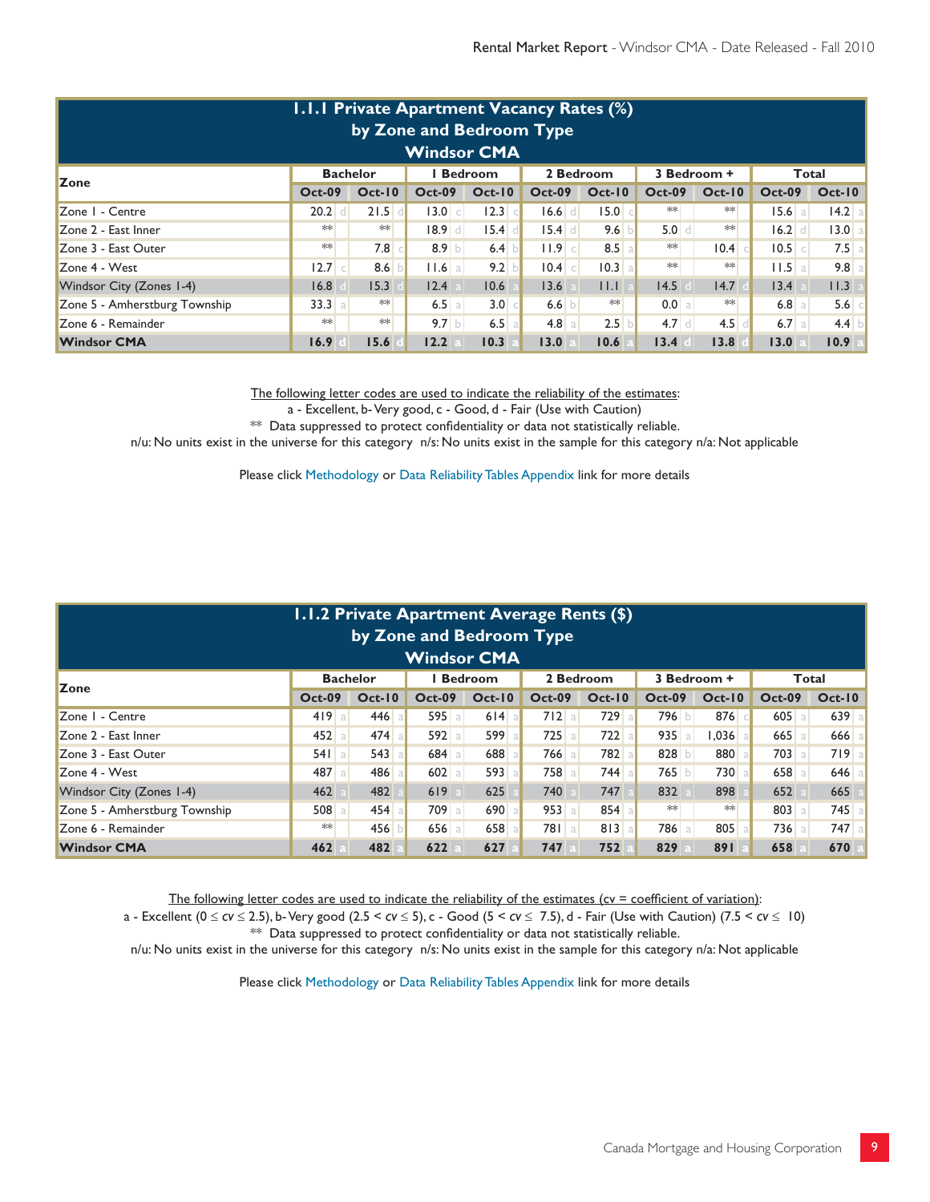## 1.1.1 Private Apartment Vacancy Rates (%) by Zone and Bedroom Type Windsor CMA

| Zone | Bachelor | | | | 1 Bedroom | | | | 2 Bedroom | | | | 3 Bedroom + | | | | Total | | | |
|---|---|---|---|---|---|---|---|---|---|---|---|---|---|---|---|---|---|---|---|---|
| | Oct-09 | | Oct-10 | | Oct-09 | | Oct-10 | | Oct-09 | | Oct-10 | | Oct-09 | | Oct-10 | | Oct-09 | | Oct-10 | |
| Zone 1 - Centre | 20.2 | d | 21.5 | d | 13.0 | c | 12.3 | c | 16.6 | d | 15.0 | c | ** | | ** | | 15.6 | a | 14.2 | a |
| Zone 2 - East Inner | ** | | ** | | 18.9 | d | 15.4 | d | 15.4 | d | 9.6 | b | 5.0 | d | ** | | 16.2 | d | 13.0 | a |
| Zone 3 - East Outer | ** | | 7.8 | c | 8.9 | b | 6.4 | b | 11.9 | c | 8.5 | a | ** | | 10.4 | c | 10.5 | c | 7.5 | a |
| Zone 4 - West | 12.7 | c | 8.6 | b | 11.6 | a | 9.2 | b | 10.4 | c | 10.3 | a | ** | | ** | | 11.5 | a | 9.8 | a |
| Windsor City (Zones 1-4) | 16.8 | d | 15.3 | d | 12.4 | a | 10.6 | a | 13.6 | a | 11.1 | a | 14.5 | d | 14.7 | d | 13.4 | a | 11.3 | a |
| Zone 5 - Amherstburg Township | 33.3 | a | ** | | 6.5 | a | 3.0 | c | 6.6 | b | ** | | 0.0 | a | ** | | 6.8 | a | 5.6 | c |
| Zone 6 - Remainder | ** | | ** | | 9.7 | b | 6.5 | a | 4.8 | a | 2.5 | b | 4.7 | d | 4.5 | d | 6.7 | a | 4.4 | b |
| **Windsor CMA** | **16.9** | d | **15.6** | d | **12.2** | a | **10.3** | a | **13.0** | a | **10.6** | a | **13.4** | d | **13.8** | d | **13.0** | a | **10.9** | a |

The following letter codes are used to indicate the reliability of the estimates:
a - Excellent, b- Very good, c - Good, d - Fair (Use with Caution)
** Data suppressed to protect confidentiality or data not statistically reliable.
n/u: No units exist in the universe for this category n/s: No units exist in the sample for this category n/a: Not applicable

Please click Methodology or Data Reliability Tables Appendix link for more details

## 1.1.2 Private Apartment Average Rents ($) by Zone and Bedroom Type Windsor CMA

| Zone | Bachelor | | | | 1 Bedroom | | | | 2 Bedroom | | | | 3 Bedroom + | | | | Total | | | |
|---|---|---|---|---|---|---|---|---|---|---|---|---|---|---|---|---|---|---|---|---|
| | Oct-09 | | Oct-10 | | Oct-09 | | Oct-10 | | Oct-09 | | Oct-10 | | Oct-09 | | Oct-10 | | Oct-09 | | Oct-10 | |
| Zone 1 - Centre | 419 | a | 446 | a | 595 | a | 614 | a | 712 | a | 729 | a | 796 | b | 876 | c | 605 | a | 639 | a |
| Zone 2 - East Inner | 452 | a | 474 | a | 592 | a | 599 | a | 725 | a | 722 | a | 935 | a | 1,036 | a | 665 | a | 666 | a |
| Zone 3 - East Outer | 541 | a | 543 | a | 684 | a | 688 | a | 766 | a | 782 | a | 828 | b | 880 | a | 703 | a | 719 | a |
| Zone 4 - West | 487 | a | 486 | a | 602 | a | 593 | a | 758 | a | 744 | a | 765 | b | 730 | a | 658 | a | 646 | a |
| Windsor City (Zones 1-4) | 462 | a | 482 | a | 619 | a | 625 | a | 740 | a | 747 | a | 832 | a | 898 | a | 652 | a | 665 | a |
| Zone 5 - Amherstburg Township | 508 | a | 454 | a | 709 | a | 690 | a | 953 | a | 854 | a | ** | | ** | | 803 | a | 745 | a |
| Zone 6 - Remainder | ** | | 456 | b | 656 | a | 658 | a | 781 | a | 813 | a | 786 | a | 805 | a | 736 | a | 747 | a |
| **Windsor CMA** | **462** | a | **482** | a | **622** | a | **627** | a | **747** | a | **752** | a | **829** | a | **891** | a | **658** | a | **670** | a |

The following letter codes are used to indicate the reliability of the estimates (cv = coefficient of variation):
a - Excellent ($0 \le cv \le 2.5$), b- Very good ($2.5 < cv \le 5$), c - Good ($5 < cv \le 7.5$), d - Fair (Use with Caution) ($7.5 < cv \le 10$)
** Data suppressed to protect confidentiality or data not statistically reliable.
n/u: No units exist in the universe for this category n/s: No units exist in the sample for this category n/a: Not applicable

Please click Methodology or Data Reliability Tables Appendix link for more details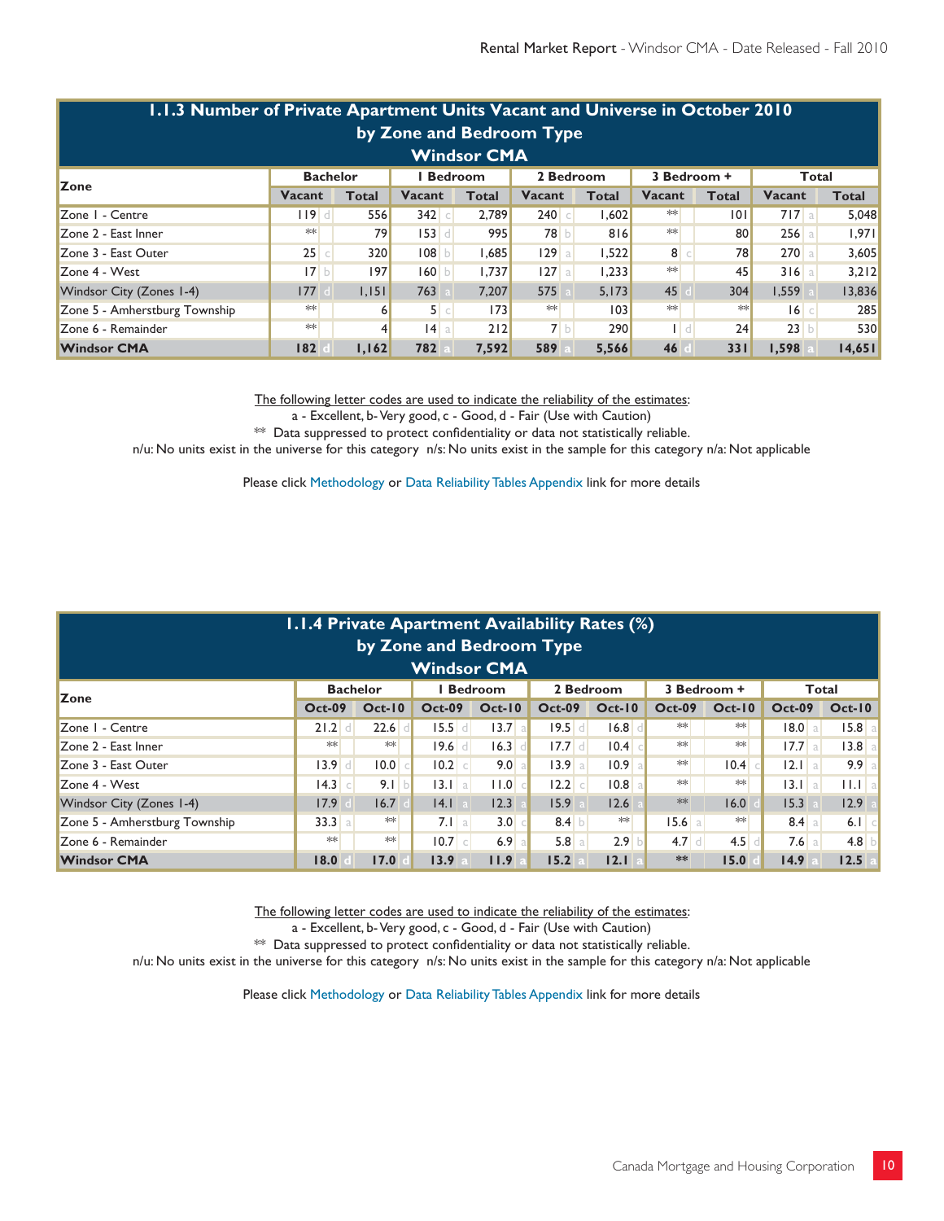## 1.1.3 Number of Private Apartment Units Vacant and Universe in October 2010 by Zone and Bedroom Type Windsor CMA

| Zone | Bachelor | | 1 Bedroom | | 2 Bedroom | | 3 Bedroom + | | Total | |
|---|---|---|---|---|---|---|---|---|---|---|
| | Vacant | Total | Vacant | Total | Vacant | Total | Vacant | Total | Vacant | Total |
| Zone 1 - Centre | 119 d | 556 | 342 c | 2,789 | 240 c | 1,602 | ** | 101 | 717 a | 5,048 |
| Zone 2 - East Inner | ** | 79 | 153 d | 995 | 78 b | 816 | ** | 80 | 256 a | 1,971 |
| Zone 3 - East Outer | 25 c | 320 | 108 b | 1,685 | 129 a | 1,522 | 8 c | 78 | 270 a | 3,605 |
| Zone 4 - West | 17 b | 197 | 160 b | 1,737 | 127 a | 1,233 | ** | 45 | 316 a | 3,212 |
| Windsor City (Zones 1-4) | 177 d | 1,151 | 763 a | 7,207 | 575 a | 5,173 | 45 d | 304 | 1,559 a | 13,836 |
| Zone 5 - Amherstburg Township | ** | 6 | 5 c | 173 | ** | 103 | ** | ** | 16 c | 285 |
| Zone 6 - Remainder | ** | 4 | 14 a | 212 | 7 b | 290 | 1 d | 24 | 23 b | 530 |
| **Windsor CMA** | **182 d** | **1,162** | **782 a** | **7,592** | **589 a** | **5,566** | **46 d** | **331** | **1,598 a** | **14,651** |

The following letter codes are used to indicate the reliability of the estimates:
a - Excellent, b- Very good, c - Good, d - Fair (Use with Caution)
** Data suppressed to protect confidentiality or data not statistically reliable.
n/u: No units exist in the universe for this category n/s: No units exist in the sample for this category n/a: Not applicable

Please click Methodology or Data Reliability Tables Appendix link for more details

## 1.1.4 Private Apartment Availability Rates (%) by Zone and Bedroom Type Windsor CMA

| Zone | Bachelor | | 1 Bedroom | | 2 Bedroom | | 3 Bedroom + | | Total | |
|---|---|---|---|---|---|---|---|---|---|---|
| | Oct-09 | Oct-10 | Oct-09 | Oct-10 | Oct-09 | Oct-10 | Oct-09 | Oct-10 | Oct-09 | Oct-10 |
| Zone 1 - Centre | 21.2 d | 22.6 d | 15.5 d | 13.7 a | 19.5 d | 16.8 d | ** | ** | 18.0 a | 15.8 a |
| Zone 2 - East Inner | ** | ** | 19.6 d | 16.3 d | 17.7 d | 10.4 c | ** | ** | 17.7 a | 13.8 a |
| Zone 3 - East Outer | 13.9 d | 10.0 c | 10.2 c | 9.0 a | 13.9 a | 10.9 a | ** | 10.4 c | 12.1 a | 9.9 a |
| Zone 4 - West | 14.3 c | 9.1 b | 13.1 a | 11.0 c | 12.2 c | 10.8 a | ** | ** | 13.1 a | 11.1 a |
| Windsor City (Zones 1-4) | 17.9 d | 16.7 d | 14.1 a | 12.3 a | 15.9 a | 12.6 a | ** | 16.0 d | 15.3 a | 12.9 a |
| Zone 5 - Amherstburg Township | 33.3 a | ** | 7.1 a | 3.0 c | 8.4 b | ** | 15.6 a | ** | 8.4 a | 6.1 c |
| Zone 6 - Remainder | ** | ** | 10.7 c | 6.9 a | 5.8 a | 2.9 b | 4.7 d | 4.5 d | 7.6 a | 4.8 b |
| **Windsor CMA** | **18.0 d** | **17.0 d** | **13.9 a** | **11.9 a** | **15.2 a** | **12.1 a** | ** | **15.0 d** | **14.9 a** | **12.5 a** |

The following letter codes are used to indicate the reliability of the estimates:
a - Excellent, b- Very good, c - Good, d - Fair (Use with Caution)
** Data suppressed to protect confidentiality or data not statistically reliable.
n/u: No units exist in the universe for this category n/s: No units exist in the sample for this category n/a: Not applicable

Please click Methodology or Data Reliability Tables Appendix link for more details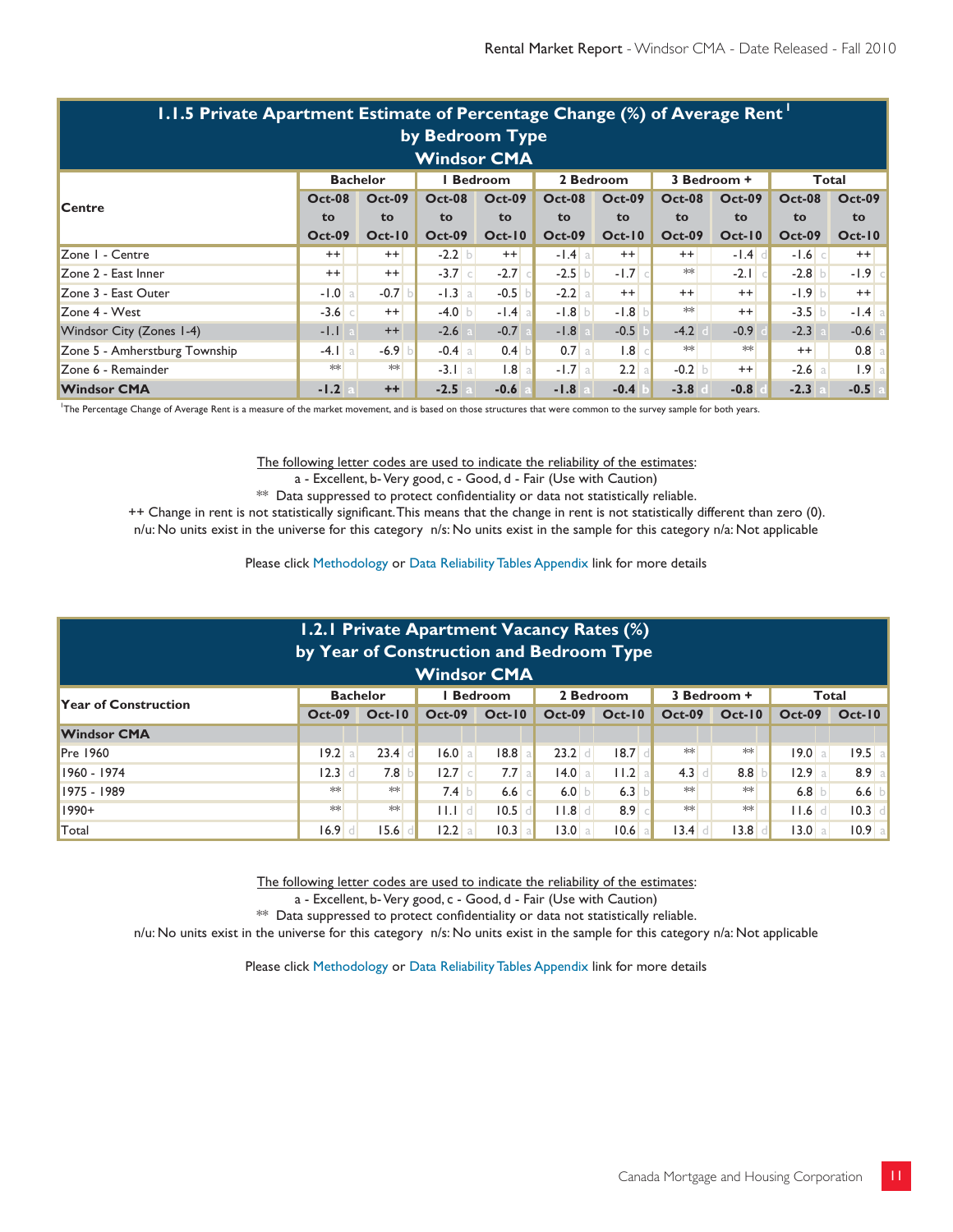## 1.1.5 Private Apartment Estimate of Percentage Change (%) of Average Rent[1]
### by Bedroom Type
### Windsor CMA

| Centre | Bachelor | | | | 1 Bedroom | | | | 2 Bedroom | | | | 3 Bedroom + | | | | Total | | | |
|---|---|---|---|---|---|---|---|---|---|---|---|---|---|---|---|---|---|---|---|---|
| | Oct-08 to Oct-09 | | Oct-09 to Oct-10 | | Oct-08 to Oct-09 | | Oct-09 to Oct-10 | | Oct-08 to Oct-09 | | Oct-09 to Oct-10 | | Oct-08 to Oct-09 | | Oct-09 to Oct-10 | | Oct-08 to Oct-09 | | Oct-09 to Oct-10 | |
| Zone 1 - Centre | ++ | | ++ | | -2.2 | b | ++ | | -1.4 | a | ++ | | ++ | | -1.4 | d | -1.6 | c | ++ | |
| Zone 2 - East Inner | ++ | | ++ | | -3.7 | c | -2.7 | c | -2.5 | b | -1.7 | c | ** | | -2.1 | c | -2.8 | b | -1.9 | c |
| Zone 3 - East Outer | -1.0 | a | -0.7 | b | -1.3 | a | -0.5 | b | -2.2 | a | ++ | | ++ | | ++ | | -1.9 | b | ++ | |
| Zone 4 - West | -3.6 | c | ++ | | -4.0 | b | -1.4 | a | -1.8 | b | -1.8 | b | ** | | ++ | | -3.5 | b | -1.4 | a |
| Windsor City (Zones 1-4) | -1.1 | a | ++ | | -2.6 | a | -0.7 | a | -1.8 | a | -0.5 | b | -4.2 | d | -0.9 | d | -2.3 | a | -0.6 | a |
| Zone 5 - Amherstburg Township | -4.1 | a | -6.9 | b | -0.4 | a | 0.4 | b | 0.7 | a | 1.8 | c | ** | | ** | | ++ | | 0.8 | a |
| Zone 6 - Remainder | ** | | ** | | -3.1 | a | 1.8 | a | -1.7 | a | 2.2 | a | -0.2 | b | ++ | | -2.6 | a | 1.9 | a |
| **Windsor CMA** | **-1.2** | **a** | **++** | | **-2.5** | **a** | **-0.6** | **a** | **-1.8** | **a** | **-0.4** | **b** | **-3.8** | **d** | **-0.8** | **d** | **-2.3** | **a** | **-0.5** | **a** |

[1]The Percentage Change of Average Rent is a measure of the market movement, and is based on those structures that were common to the survey sample for both years.

The following letter codes are used to indicate the reliability of the estimates:
a - Excellent, b- Very good, c - Good, d - Fair (Use with Caution)
** Data suppressed to protect confidentiality or data not statistically reliable.
++ Change in rent is not statistically significant. This means that the change in rent is not statistically different than zero (0).
n/u: No units exist in the universe for this category n/s: No units exist in the sample for this category n/a: Not applicable

Please click Methodology or Data Reliability Tables Appendix link for more details

## 1.2.1 Private Apartment Vacancy Rates (%)
### by Year of Construction and Bedroom Type
### Windsor CMA

| Year of Construction | Bachelor | | | | 1 Bedroom | | | | 2 Bedroom | | | | 3 Bedroom + | | | | Total | | | |
|---|---|---|---|---|---|---|---|---|---|---|---|---|---|---|---|---|---|---|---|---|
| | Oct-09 | | Oct-10 | | Oct-09 | | Oct-10 | | Oct-09 | | Oct-10 | | Oct-09 | | Oct-10 | | Oct-09 | | Oct-10 | |
| **Windsor CMA** | | | | | | | | | | | | | | | | | | | | |
| Pre 1960 | 19.2 | a | 23.4 | d | 16.0 | a | 18.8 | a | 23.2 | d | 18.7 | d | ** | | ** | | 19.0 | a | 19.5 | a |
| 1960 - 1974 | 12.3 | d | 7.8 | b | 12.7 | c | 7.7 | a | 14.0 | a | 11.2 | a | 4.3 | d | 8.8 | b | 12.9 | a | 8.9 | a |
| 1975 - 1989 | ** | | ** | | 7.4 | b | 6.6 | c | 6.0 | b | 6.3 | b | ** | | ** | | 6.8 | b | 6.6 | b |
| 1990+ | ** | | ** | | 11.1 | d | 10.5 | d | 11.8 | d | 8.9 | c | ** | | ** | | 11.6 | d | 10.3 | d |
| Total | 16.9 | d | 15.6 | d | 12.2 | a | 10.3 | a | 13.0 | a | 10.6 | a | 13.4 | d | 13.8 | d | 13.0 | a | 10.9 | a |

The following letter codes are used to indicate the reliability of the estimates:
a - Excellent, b- Very good, c - Good, d - Fair (Use with Caution)
** Data suppressed to protect confidentiality or data not statistically reliable.
n/u: No units exist in the universe for this category n/s: No units exist in the sample for this category n/a: Not applicable

Please click Methodology or Data Reliability Tables Appendix link for more details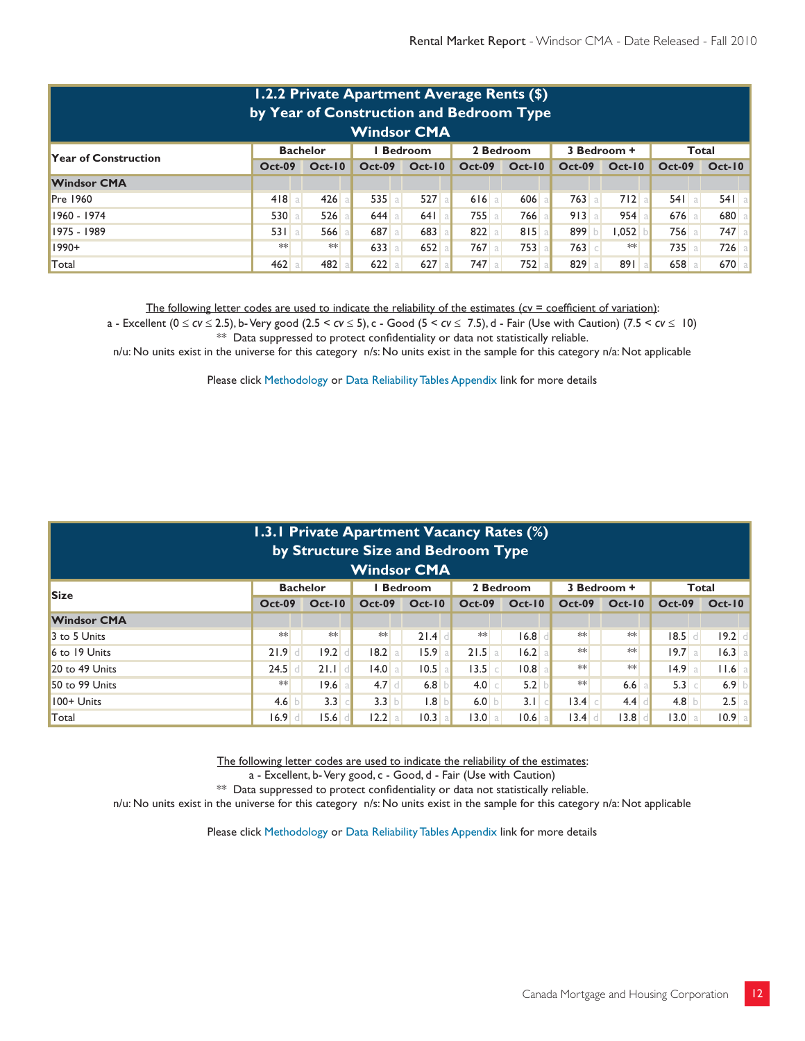## 1.2.2 Private Apartment Average Rents ($) by Year of Construction and Bedroom Type Windsor CMA

| Year of Construction | Bachelor | | | | 1 Bedroom | | | | 2 Bedroom | | | | 3 Bedroom + | | | | Total | | | |
|---|---|---|---|---|---|---|---|---|---|---|---|---|---|---|---|---|---|---|---|---|
| | Oct-09 | | Oct-10 | | Oct-09 | | Oct-10 | | Oct-09 | | Oct-10 | | Oct-09 | | Oct-10 | | Oct-09 | | Oct-10 | |
| **Windsor CMA** | | | | | | | | | | | | | | | | | | | | |
| Pre 1960 | 418 | a | 426 | a | 535 | a | 527 | a | 616 | a | 606 | a | 763 | a | 712 | a | 541 | a | 541 | a |
| 1960 - 1974 | 530 | a | 526 | a | 644 | a | 641 | a | 755 | a | 766 | a | 913 | a | 954 | a | 676 | a | 680 | a |
| 1975 - 1989 | 531 | a | 566 | a | 687 | a | 683 | a | 822 | a | 815 | a | 899 | b | 1,052 | b | 756 | a | 747 | a |
| 1990+ | ** | | ** | | 633 | a | 652 | a | 767 | a | 753 | a | 763 | c | ** | | 735 | a | 726 | a |
| Total | 462 | a | 482 | a | 622 | a | 627 | a | 747 | a | 752 | a | 829 | a | 891 | a | 658 | a | 670 | a |

The following letter codes are used to indicate the reliability of the estimates (cv = coefficient of variation):

a - Excellent ($0 \leq cv \leq 2.5$), b- Very good ($2.5 < cv \leq 5$), c - Good ($5 < cv \leq 7.5$), d - Fair (Use with Caution) ($7.5 < cv \leq 10$)

** Data suppressed to protect confidentiality or data not statistically reliable.

n/u: No units exist in the universe for this category n/s: No units exist in the sample for this category n/a: Not applicable

Please click Methodology or Data Reliability Tables Appendix link for more details

## 1.3.1 Private Apartment Vacancy Rates (%) by Structure Size and Bedroom Type Windsor CMA

| Size | Bachelor | | | | 1 Bedroom | | | | 2 Bedroom | | | | 3 Bedroom + | | | | Total | | | |
|---|---|---|---|---|---|---|---|---|---|---|---|---|---|---|---|---|---|---|---|---|
| | Oct-09 | | Oct-10 | | Oct-09 | | Oct-10 | | Oct-09 | | Oct-10 | | Oct-09 | | Oct-10 | | Oct-09 | | Oct-10 | |
| **Windsor CMA** | | | | | | | | | | | | | | | | | | | | |
| 3 to 5 Units | ** | | ** | | ** | | 21.4 | d | ** | | 16.8 | d | ** | | ** | | 18.5 | d | 19.2 | d |
| 6 to 19 Units | 21.9 | d | 19.2 | d | 18.2 | a | 15.9 | a | 21.5 | a | 16.2 | a | ** | | ** | | 19.7 | a | 16.3 | a |
| 20 to 49 Units | 24.5 | d | 21.1 | d | 14.0 | a | 10.5 | a | 13.5 | c | 10.8 | a | ** | | ** | | 14.9 | a | 11.6 | a |
| 50 to 99 Units | ** | | 19.6 | a | 4.7 | d | 6.8 | b | 4.0 | c | 5.2 | b | ** | | 6.6 | a | 5.3 | c | 6.9 | b |
| 100+ Units | 4.6 | b | 3.3 | c | 3.3 | b | 1.8 | b | 6.0 | b | 3.1 | c | 13.4 | c | 4.4 | d | 4.8 | b | 2.5 | a |
| Total | 16.9 | d | 15.6 | d | 12.2 | a | 10.3 | a | 13.0 | a | 10.6 | a | 13.4 | d | 13.8 | d | 13.0 | a | 10.9 | a |

The following letter codes are used to indicate the reliability of the estimates:

a - Excellent, b- Very good, c - Good, d - Fair (Use with Caution)

** Data suppressed to protect confidentiality or data not statistically reliable.

n/u: No units exist in the universe for this category n/s: No units exist in the sample for this category n/a: Not applicable

Please click Methodology or Data Reliability Tables Appendix link for more details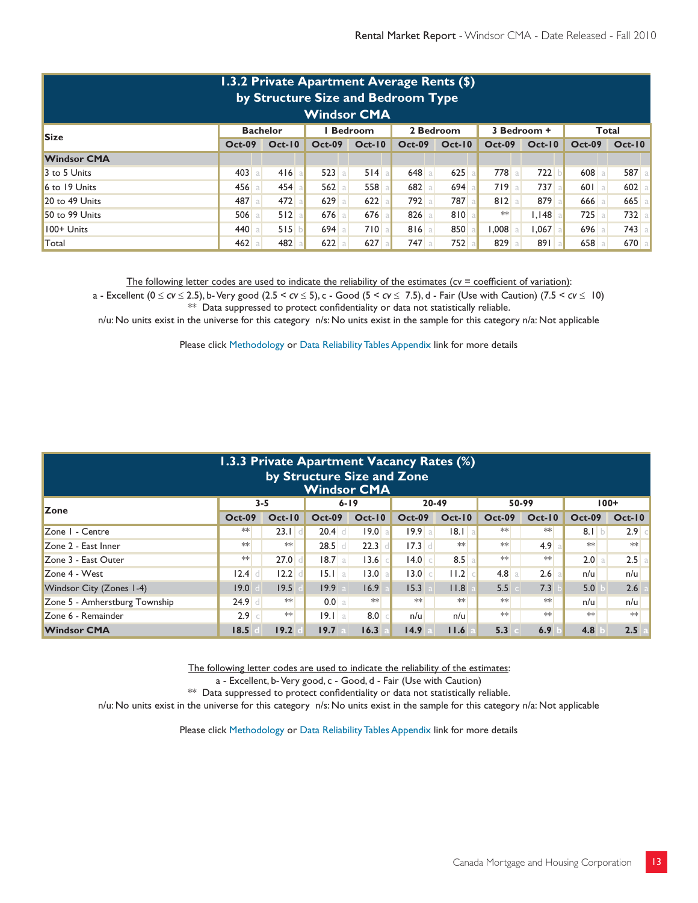## 1.3.2 Private Apartment Average Rents ($) by Structure Size and Bedroom Type Windsor CMA

| Size | Bachelor | | | | 1 Bedroom | | | | 2 Bedroom | | | | 3 Bedroom + | | | | Total | | | |
|---|---|---|---|---|---|---|---|---|---|---|---|---|---|---|---|---|---|---|---|---|
| | Oct-09 | | Oct-10 | | Oct-09 | | Oct-10 | | Oct-09 | | Oct-10 | | Oct-09 | | Oct-10 | | Oct-09 | | Oct-10 | |
| **Windsor CMA** | | | | | | | | | | | | | | | | | | | | |
| 3 to 5 Units | 403 | a | 416 | a | 523 | a | 514 | a | 648 | a | 625 | a | 778 | a | 722 | b | 608 | a | 587 | a |
| 6 to 19 Units | 456 | a | 454 | a | 562 | a | 558 | a | 682 | a | 694 | a | 719 | a | 737 | a | 601 | a | 602 | a |
| 20 to 49 Units | 487 | a | 472 | a | 629 | a | 622 | a | 792 | a | 787 | a | 812 | a | 879 | a | 666 | a | 665 | a |
| 50 to 99 Units | 506 | a | 512 | a | 676 | a | 676 | a | 826 | a | 810 | a | ** | | 1,148 | a | 725 | a | 732 | a |
| 100+ Units | 440 | a | 515 | b | 694 | a | 710 | a | 816 | a | 850 | a | 1,008 | a | 1,067 | a | 696 | a | 743 | a |
| Total | 462 | a | 482 | a | 622 | a | 627 | a | 747 | a | 752 | a | 829 | a | 891 | a | 658 | a | 670 | a |

The following letter codes are used to indicate the reliability of the estimates (cv = coefficient of variation):

a - Excellent ($0 \le cv \le 2.5$), b- Very good ($2.5 < cv \le 5$), c - Good ($5 < cv \le 7.5$), d - Fair (Use with Caution) ($7.5 < cv \le 10$)

** Data suppressed to protect confidentiality or data not statistically reliable.

n/u: No units exist in the universe for this category n/s: No units exist in the sample for this category n/a: Not applicable

Please click Methodology or Data Reliability Tables Appendix link for more details

## 1.3.3 Private Apartment Vacancy Rates (%) by Structure Size and Zone Windsor CMA

| Zone | 3-5 | | | | 6-19 | | | | 20-49 | | | | 50-99 | | | | 100+ | | | |
|---|---|---|---|---|---|---|---|---|---|---|---|---|---|---|---|---|---|---|---|---|
| | Oct-09 | | Oct-10 | | Oct-09 | | Oct-10 | | Oct-09 | | Oct-10 | | Oct-09 | | Oct-10 | | Oct-09 | | Oct-10 | |
| Zone 1 - Centre | ** | | 23.1 | d | 20.4 | d | 19.0 | a | 19.9 | a | 18.1 | a | ** | | ** | | 8.1 | b | 2.9 | c |
| Zone 2 - East Inner | ** | | ** | | 28.5 | d | 22.3 | d | 17.3 | d | ** | | ** | | 4.9 | a | ** | | ** | |
| Zone 3 - East Outer | ** | | 27.0 | d | 18.7 | a | 13.6 | c | 14.0 | c | 8.5 | a | ** | | ** | | 2.0 | a | 2.5 | a |
| Zone 4 - West | 12.4 | d | 12.2 | d | 15.1 | a | 13.0 | a | 13.0 | c | 11.2 | c | 4.8 | a | 2.6 | a | n/u | | n/u | |
| Windsor City (Zones 1-4) | 19.0 | d | 19.5 | d | 19.9 | a | 16.9 | a | 15.3 | a | 11.8 | a | 5.5 | c | 7.3 | b | 5.0 | b | 2.6 | a |
| Zone 5 - Amherstburg Township | 24.9 | d | ** | | 0.0 | a | ** | | ** | | ** | | ** | | ** | | n/u | | n/u | |
| Zone 6 - Remainder | 2.9 | c | ** | | 19.1 | a | 8.0 | c | n/u | | n/u | | ** | | ** | | ** | | ** | |
| **Windsor CMA** | **18.5** | **d** | **19.2** | **d** | **19.7** | **a** | **16.3** | **a** | **14.9** | **a** | **11.6** | **a** | **5.3** | **c** | **6.9** | **b** | **4.8** | **b** | **2.5** | **a** |

The following letter codes are used to indicate the reliability of the estimates:

a - Excellent, b- Very good, c - Good, d - Fair (Use with Caution)

** Data suppressed to protect confidentiality or data not statistically reliable.

n/u: No units exist in the universe for this category n/s: No units exist in the sample for this category n/a: Not applicable

Please click Methodology or Data Reliability Tables Appendix link for more details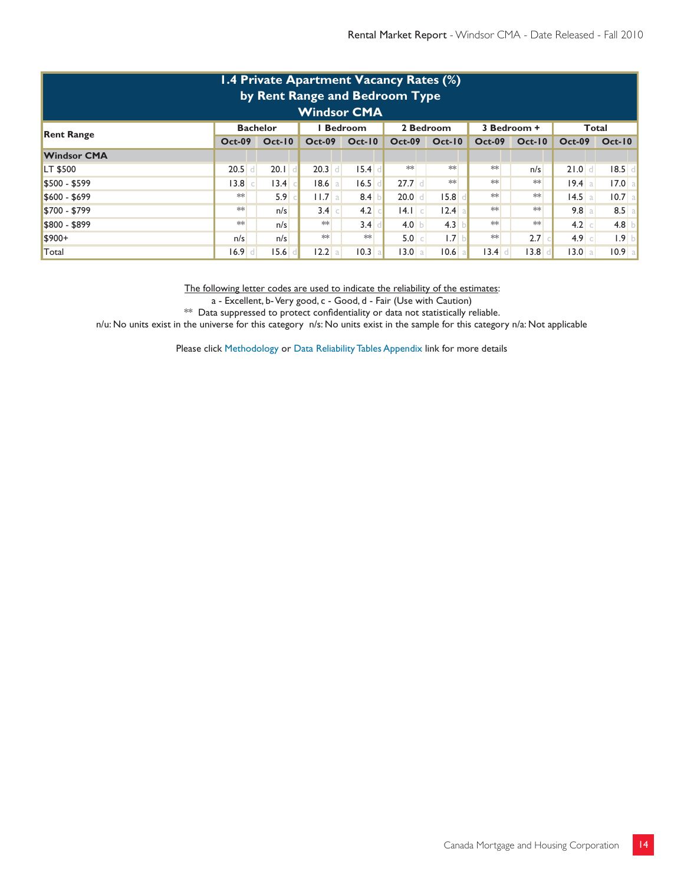## 1.4 Private Apartment Vacancy Rates (%) by Rent Range and Bedroom Type Windsor CMA

| Rent Range | Bachelor | | | | 1 Bedroom | | | | 2 Bedroom | | | | 3 Bedroom + | | | | Total | | | |
|---|---|---|---|---|---|---|---|---|---|---|---|---|---|---|---|---|---|---|---|---|
| | Oct-09 | | Oct-10 | | Oct-09 | | Oct-10 | | Oct-09 | | Oct-10 | | Oct-09 | | Oct-10 | | Oct-09 | | Oct-10 | |
| **Windsor CMA** | | | | | | | | | | | | | | | | | | | | |
| LT $500 | 20.5 | d | 20.1 | d | 20.3 | d | 15.4 | d | ** | | ** | | ** | | n/s | | 21.0 | d | 18.5 | d |
| $500 - $599 | 13.8 | c | 13.4 | c | 18.6 | a | 16.5 | d | 27.7 | d | ** | | ** | | ** | | 19.4 | a | 17.0 | a |
| $600 - $699 | ** | | 5.9 | c | 11.7 | a | 8.4 | b | 20.0 | d | 15.8 | d | ** | | ** | | 14.5 | a | 10.7 | a |
| $700 - $799 | ** | | n/s | | 3.4 | c | 4.2 | c | 14.1 | c | 12.4 | a | ** | | ** | | 9.8 | a | 8.5 | a |
| $800 - $899 | ** | | n/s | | ** | | 3.4 | d | 4.0 | b | 4.3 | b | ** | | ** | | 4.2 | c | 4.8 | b |
| $900+ | n/s | | n/s | | ** | | ** | | 5.0 | c | 1.7 | b | ** | | 2.7 | c | 4.9 | c | 1.9 | b |
| Total | 16.9 | d | 15.6 | d | 12.2 | a | 10.3 | a | 13.0 | a | 10.6 | a | 13.4 | d | 13.8 | d | 13.0 | a | 10.9 | a |

The following letter codes are used to indicate the reliability of the estimates:
a - Excellent, b- Very good, c - Good, d - Fair (Use with Caution)
** Data suppressed to protect confidentiality or data not statistically reliable.
n/u: No units exist in the universe for this category n/s: No units exist in the sample for this category n/a: Not applicable

Please click Methodology or Data Reliability Tables Appendix link for more details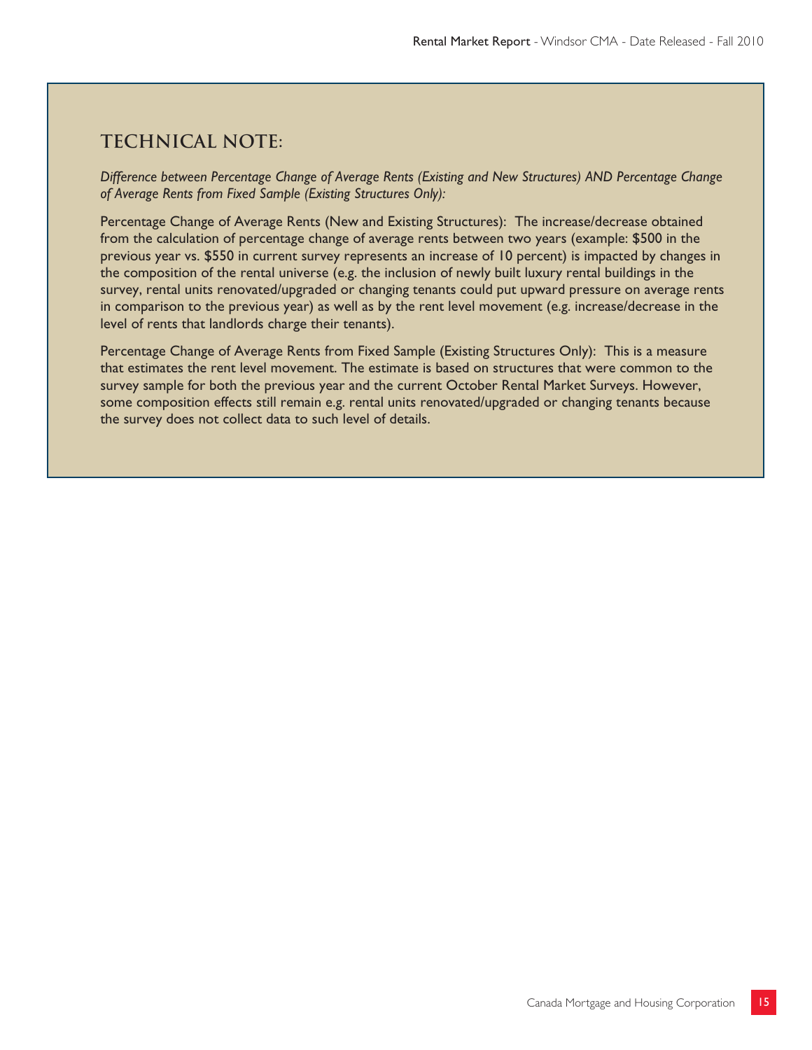## TECHNICAL NOTE:

*Difference between Percentage Change of Average Rents (Existing and New Structures) AND Percentage Change of Average Rents from Fixed Sample (Existing Structures Only):*

Percentage Change of Average Rents (New and Existing Structures): The increase/decrease obtained from the calculation of percentage change of average rents between two years (example: $500 in the previous year vs. $550 in current survey represents an increase of 10 percent) is impacted by changes in the composition of the rental universe (e.g. the inclusion of newly built luxury rental buildings in the survey, rental units renovated/upgraded or changing tenants could put upward pressure on average rents in comparison to the previous year) as well as by the rent level movement (e.g. increase/decrease in the level of rents that landlords charge their tenants).

Percentage Change of Average Rents from Fixed Sample (Existing Structures Only): This is a measure that estimates the rent level movement. The estimate is based on structures that were common to the survey sample for both the previous year and the current October Rental Market Surveys. However, some composition effects still remain e.g. rental units renovated/upgraded or changing tenants because the survey does not collect data to such level of details.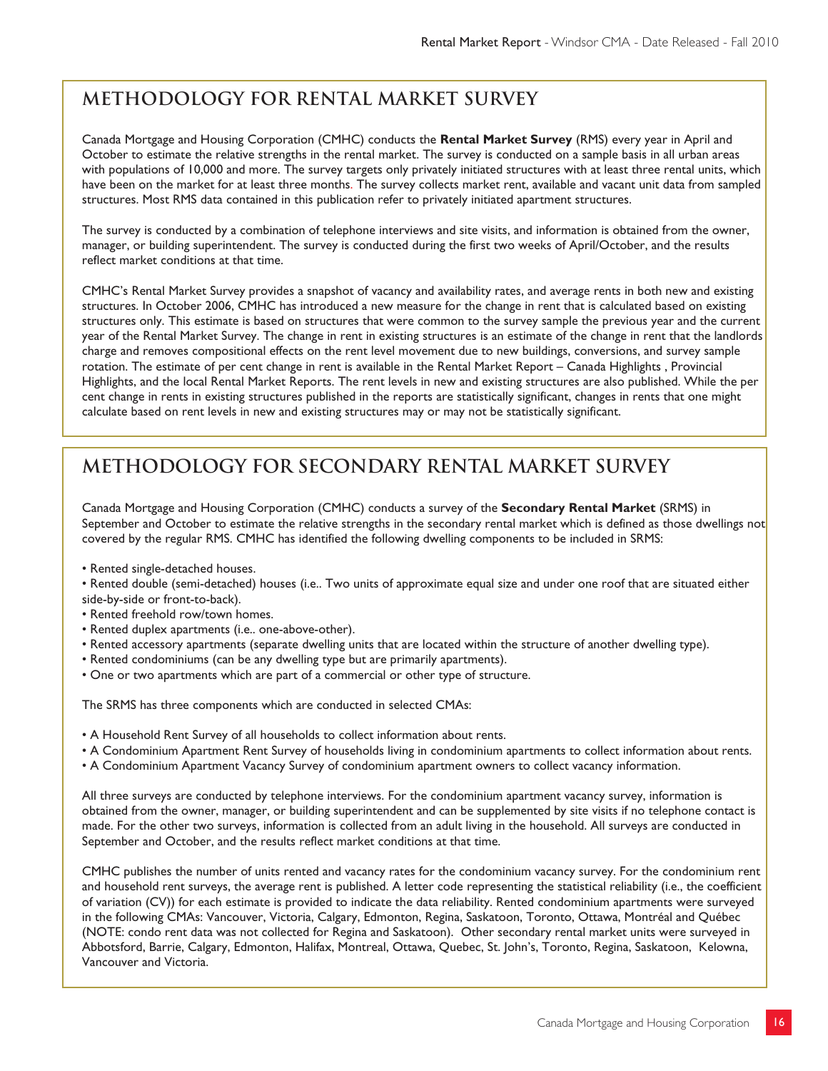## METHODOLOGY FOR RENTAL MARKET SURVEY

Canada Mortgage and Housing Corporation (CMHC) conducts the **Rental Market Survey** (RMS) every year in April and October to estimate the relative strengths in the rental market. The survey is conducted on a sample basis in all urban areas with populations of 10,000 and more. The survey targets only privately initiated structures with at least three rental units, which have been on the market for at least three months. The survey collects market rent, available and vacant unit data from sampled structures. Most RMS data contained in this publication refer to privately initiated apartment structures.

The survey is conducted by a combination of telephone interviews and site visits, and information is obtained from the owner, manager, or building superintendent. The survey is conducted during the first two weeks of April/October, and the results reflect market conditions at that time.

CMHC's Rental Market Survey provides a snapshot of vacancy and availability rates, and average rents in both new and existing structures. In October 2006, CMHC has introduced a new measure for the change in rent that is calculated based on existing structures only. This estimate is based on structures that were common to the survey sample the previous year and the current year of the Rental Market Survey. The change in rent in existing structures is an estimate of the change in rent that the landlords charge and removes compositional effects on the rent level movement due to new buildings, conversions, and survey sample rotation. The estimate of per cent change in rent is available in the Rental Market Report – Canada Highlights , Provincial Highlights, and the local Rental Market Reports. The rent levels in new and existing structures are also published. While the per cent change in rents in existing structures published in the reports are statistically significant, changes in rents that one might calculate based on rent levels in new and existing structures may or may not be statistically significant.

## METHODOLOGY FOR SECONDARY RENTAL MARKET SURVEY

Canada Mortgage and Housing Corporation (CMHC) conducts a survey of the **Secondary Rental Market** (SRMS) in September and October to estimate the relative strengths in the secondary rental market which is defined as those dwellings not covered by the regular RMS. CMHC has identified the following dwelling components to be included in SRMS:

- Rented single-detached houses.
- Rented double (semi-detached) houses (i.e.. Two units of approximate equal size and under one roof that are situated either side-by-side or front-to-back).
- Rented freehold row/town homes.
- Rented duplex apartments (i.e.. one-above-other).
- Rented accessory apartments (separate dwelling units that are located within the structure of another dwelling type).
- Rented condominiums (can be any dwelling type but are primarily apartments).
- One or two apartments which are part of a commercial or other type of structure.

The SRMS has three components which are conducted in selected CMAs:

- A Household Rent Survey of all households to collect information about rents.
- A Condominium Apartment Rent Survey of households living in condominium apartments to collect information about rents.
- A Condominium Apartment Vacancy Survey of condominium apartment owners to collect vacancy information.

All three surveys are conducted by telephone interviews. For the condominium apartment vacancy survey, information is obtained from the owner, manager, or building superintendent and can be supplemented by site visits if no telephone contact is made. For the other two surveys, information is collected from an adult living in the household. All surveys are conducted in September and October, and the results reflect market conditions at that time.

CMHC publishes the number of units rented and vacancy rates for the condominium vacancy survey. For the condominium rent and household rent surveys, the average rent is published. A letter code representing the statistical reliability (i.e., the coefficient of variation (CV)) for each estimate is provided to indicate the data reliability. Rented condominium apartments were surveyed in the following CMAs: Vancouver, Victoria, Calgary, Edmonton, Regina, Saskatoon, Toronto, Ottawa, Montréal and Québec (NOTE: condo rent data was not collected for Regina and Saskatoon). Other secondary rental market units were surveyed in Abbotsford, Barrie, Calgary, Edmonton, Halifax, Montreal, Ottawa, Quebec, St. John's, Toronto, Regina, Saskatoon, Kelowna, Vancouver and Victoria.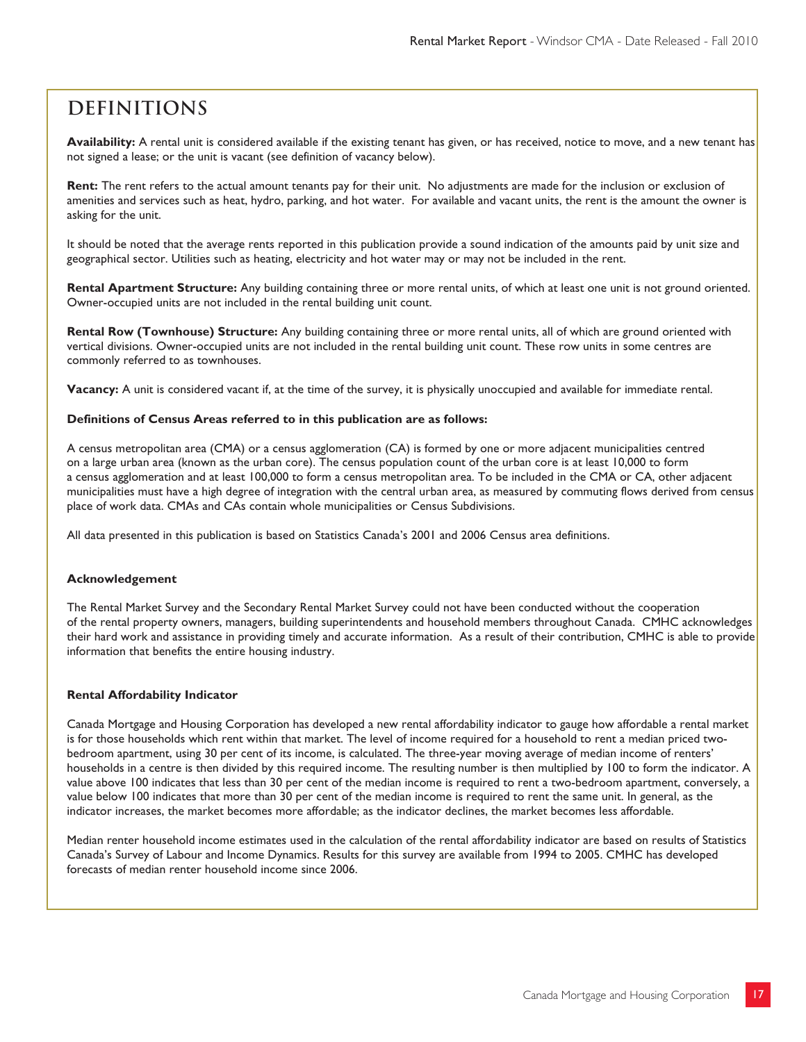# DEFINITIONS

**Availability:** A rental unit is considered available if the existing tenant has given, or has received, notice to move, and a new tenant has not signed a lease; or the unit is vacant (see definition of vacancy below).

**Rent:** The rent refers to the actual amount tenants pay for their unit. No adjustments are made for the inclusion or exclusion of amenities and services such as heat, hydro, parking, and hot water. For available and vacant units, the rent is the amount the owner is asking for the unit.

It should be noted that the average rents reported in this publication provide a sound indication of the amounts paid by unit size and geographical sector. Utilities such as heating, electricity and hot water may or may not be included in the rent.

**Rental Apartment Structure:** Any building containing three or more rental units, of which at least one unit is not ground oriented. Owner-occupied units are not included in the rental building unit count.

**Rental Row (Townhouse) Structure:** Any building containing three or more rental units, all of which are ground oriented with vertical divisions. Owner-occupied units are not included in the rental building unit count. These row units in some centres are commonly referred to as townhouses.

**Vacancy:** A unit is considered vacant if, at the time of the survey, it is physically unoccupied and available for immediate rental.

**Definitions of Census Areas referred to in this publication are as follows:**

A census metropolitan area (CMA) or a census agglomeration (CA) is formed by one or more adjacent municipalities centred on a large urban area (known as the urban core). The census population count of the urban core is at least 10,000 to form a census agglomeration and at least 100,000 to form a census metropolitan area. To be included in the CMA or CA, other adjacent municipalities must have a high degree of integration with the central urban area, as measured by commuting flows derived from census place of work data. CMAs and CAs contain whole municipalities or Census Subdivisions.

All data presented in this publication is based on Statistics Canada's 2001 and 2006 Census area definitions.

### Acknowledgement

The Rental Market Survey and the Secondary Rental Market Survey could not have been conducted without the cooperation of the rental property owners, managers, building superintendents and household members throughout Canada. CMHC acknowledges their hard work and assistance in providing timely and accurate information. As a result of their contribution, CMHC is able to provide information that benefits the entire housing industry.

### Rental Affordability Indicator

Canada Mortgage and Housing Corporation has developed a new rental affordability indicator to gauge how affordable a rental market is for those households which rent within that market. The level of income required for a household to rent a median priced two-bedroom apartment, using 30 per cent of its income, is calculated. The three-year moving average of median income of renters' households in a centre is then divided by this required income. The resulting number is then multiplied by 100 to form the indicator. A value above 100 indicates that less than 30 per cent of the median income is required to rent a two-bedroom apartment, conversely, a value below 100 indicates that more than 30 per cent of the median income is required to rent the same unit. In general, as the indicator increases, the market becomes more affordable; as the indicator declines, the market becomes less affordable.

Median renter household income estimates used in the calculation of the rental affordability indicator are based on results of Statistics Canada's Survey of Labour and Income Dynamics. Results for this survey are available from 1994 to 2005. CMHC has developed forecasts of median renter household income since 2006.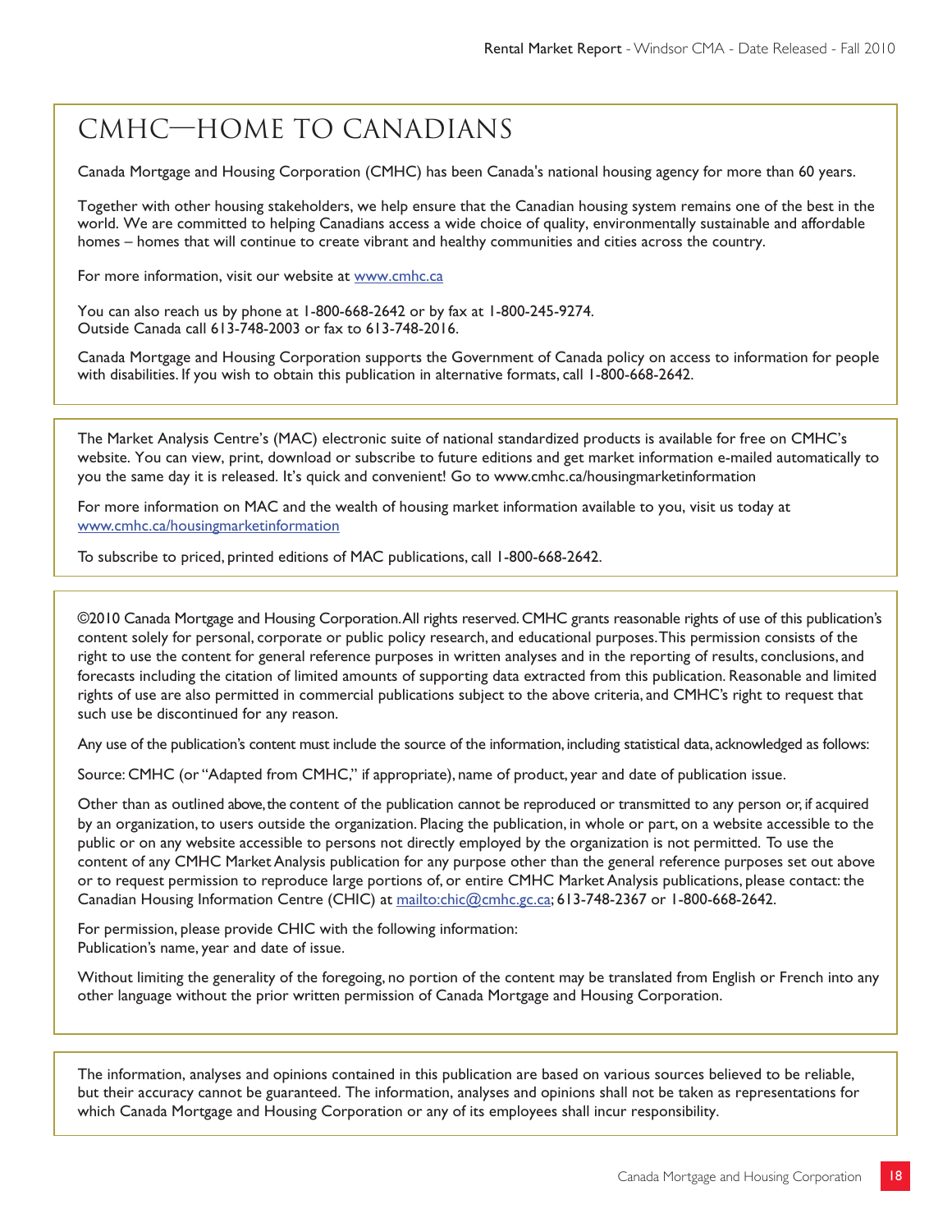# CMHC—HOME TO CANADIANS

Canada Mortgage and Housing Corporation (CMHC) has been Canada's national housing agency for more than 60 years.

Together with other housing stakeholders, we help ensure that the Canadian housing system remains one of the best in the world. We are committed to helping Canadians access a wide choice of quality, environmentally sustainable and affordable homes – homes that will continue to create vibrant and healthy communities and cities across the country.

For more information, visit our website at www.cmhc.ca

You can also reach us by phone at 1-800-668-2642 or by fax at 1-800-245-9274.
Outside Canada call 613-748-2003 or fax to 613-748-2016.

Canada Mortgage and Housing Corporation supports the Government of Canada policy on access to information for people with disabilities. If you wish to obtain this publication in alternative formats, call 1-800-668-2642.

---

The Market Analysis Centre's (MAC) electronic suite of national standardized products is available for free on CMHC's website. You can view, print, download or subscribe to future editions and get market information e-mailed automatically to you the same day it is released. It's quick and convenient! Go to www.cmhc.ca/housingmarketinformation

For more information on MAC and the wealth of housing market information available to you, visit us today at www.cmhc.ca/housingmarketinformation

To subscribe to priced, printed editions of MAC publications, call 1-800-668-2642.

---

©2010 Canada Mortgage and Housing Corporation. All rights reserved. CMHC grants reasonable rights of use of this publication's content solely for personal, corporate or public policy research, and educational purposes. This permission consists of the right to use the content for general reference purposes in written analyses and in the reporting of results, conclusions, and forecasts including the citation of limited amounts of supporting data extracted from this publication. Reasonable and limited rights of use are also permitted in commercial publications subject to the above criteria, and CMHC's right to request that such use be discontinued for any reason.

Any use of the publication's content must include the source of the information, including statistical data, acknowledged as follows:

Source: CMHC (or "Adapted from CMHC," if appropriate), name of product, year and date of publication issue.

Other than as outlined above, the content of the publication cannot be reproduced or transmitted to any person or, if acquired by an organization, to users outside the organization. Placing the publication, in whole or part, on a website accessible to the public or on any website accessible to persons not directly employed by the organization is not permitted. To use the content of any CMHC Market Analysis publication for any purpose other than the general reference purposes set out above or to request permission to reproduce large portions of, or entire CMHC Market Analysis publications, please contact: the Canadian Housing Information Centre (CHIC) at mailto:chic@cmhc.gc.ca; 613-748-2367 or 1-800-668-2642.

For permission, please provide CHIC with the following information:
Publication's name, year and date of issue.

Without limiting the generality of the foregoing, no portion of the content may be translated from English or French into any other language without the prior written permission of Canada Mortgage and Housing Corporation.

---

The information, analyses and opinions contained in this publication are based on various sources believed to be reliable, but their accuracy cannot be guaranteed. The information, analyses and opinions shall not be taken as representations for which Canada Mortgage and Housing Corporation or any of its employees shall incur responsibility.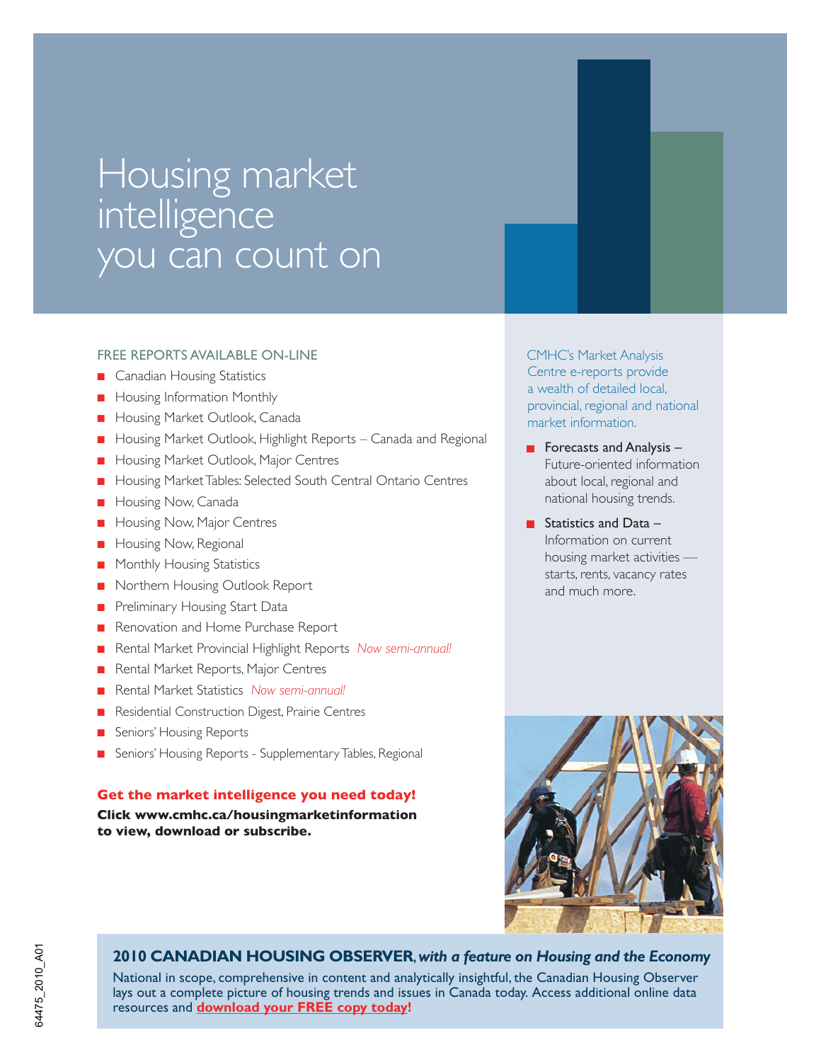# Housing market intelligence you can count on

FREE REPORTS AVAILABLE ON-LINE

- Canadian Housing Statistics
- Housing Information Monthly
- Housing Market Outlook, Canada
- Housing Market Outlook, Highlight Reports – Canada and Regional
- Housing Market Outlook, Major Centres
- Housing Market Tables: Selected South Central Ontario Centres
- Housing Now, Canada
- Housing Now, Major Centres
- Housing Now, Regional
- Monthly Housing Statistics
- Northern Housing Outlook Report
- Preliminary Housing Start Data
- Renovation and Home Purchase Report
- Rental Market Provincial Highlight Reports *Now semi-annual!*
- Rental Market Reports, Major Centres
- Rental Market Statistics *Now semi-annual!*
- Residential Construction Digest, Prairie Centres
- Seniors' Housing Reports
- Seniors' Housing Reports - Supplementary Tables, Regional

**Get the market intelligence you need today!**

**Click www.cmhc.ca/housingmarketinformation to view, download or subscribe.**

CMHC's Market Analysis Centre e-reports provide a wealth of detailed local, provincial, regional and national market information.

- Forecasts and Analysis – Future-oriented information about local, regional and national housing trends.
- Statistics and Data – Information on current housing market activities — starts, rents, vacancy rates and much more.

**2010 CANADIAN HOUSING OBSERVER,** ***with a feature on Housing and the Economy***

National in scope, comprehensive in content and analytically insightful, the Canadian Housing Observer lays out a complete picture of housing trends and issues in Canada today. Access additional online data resources and **download your FREE copy today!**

64475_2010_A01